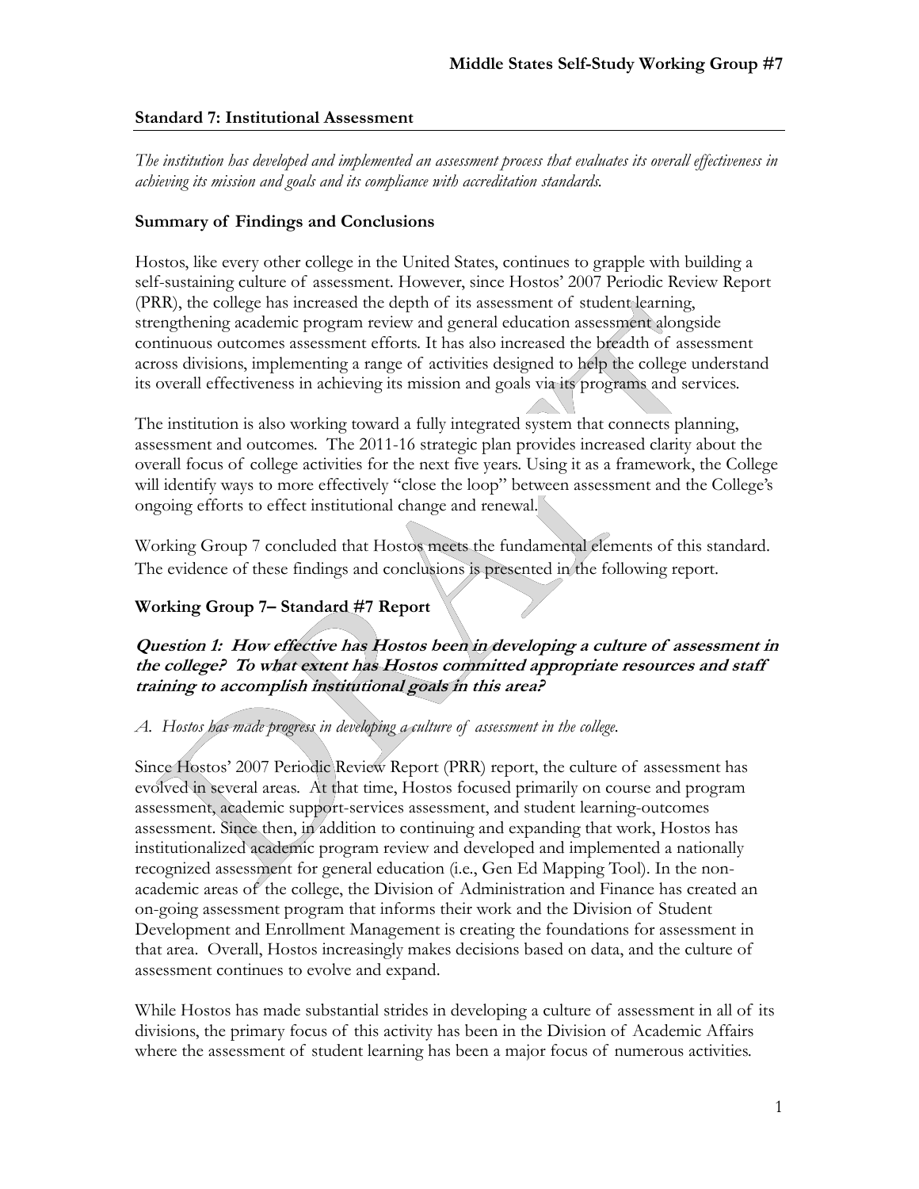## Standard 7: Institutional Assessment

*The institution has developed and implemented an assessment process that evaluates its overall effectiveness in achieving its mission and goals and its compliance with accreditation standards.*

### Summary of Findings and Conclusions

Hostos, like every other college in the United States, continues to grapple with building a self-sustaining culture of assessment. However, since Hostos' 2007 Periodic Review Report (PRR), the college has increased the depth of its assessment of student learning, strengthening academic program review and general education assessment alongside continuous outcomes assessment efforts. It has also increased the breadth of assessment across divisions, implementing a range of activities designed to help the college understand its overall effectiveness in achieving its mission and goals via its programs and services.

The institution is also working toward a fully integrated system that connects planning, assessment and outcomes. The 2011-16 strategic plan provides increased clarity about the overall focus of college activities for the next five years. Using it as a framework, the College will identify ways to more effectively "close the loop" between assessment and the College's ongoing efforts to effect institutional change and renewal.

Working Group 7 concluded that Hostos meets the fundamental elements of this standard. The evidence of these findings and conclusions is presented in the following report.

### Working Group 7– Standard #7 Report

#### *Question 1: How effective has Hostos been in developing a culture of assessment in the college? To what extent has Hostos committed appropriate resources and staff training to accomplish institutional goals in this area?*

*A. Hostos has made progress in developing a culture of assessment in the college.*

Since Hostos' 2007 Periodic Review Report (PRR) report, the culture of assessment has evolved in several areas. At that time, Hostos focused primarily on course and program assessment, academic support-services assessment, and student learning-outcomes assessment. Since then, in addition to continuing and expanding that work, Hostos has institutionalized academic program review and developed and implemented a nationally recognized assessment for general education (i.e., Gen Ed Mapping Tool). In the non-academic areas of the college, the Division of Administration and Finance has created an on-going assessment program that informs their work and the Division of Student Development and Enrollment Management is creating the foundations for assessment in that area. Overall, Hostos increasingly makes decisions based on data, and the culture of assessment continues to evolve and expand.

While Hostos has made substantial strides in developing a culture of assessment in all of its divisions, the primary focus of this activity has been in the Division of Academic Affairs where the assessment of student learning has been a major focus of numerous activities.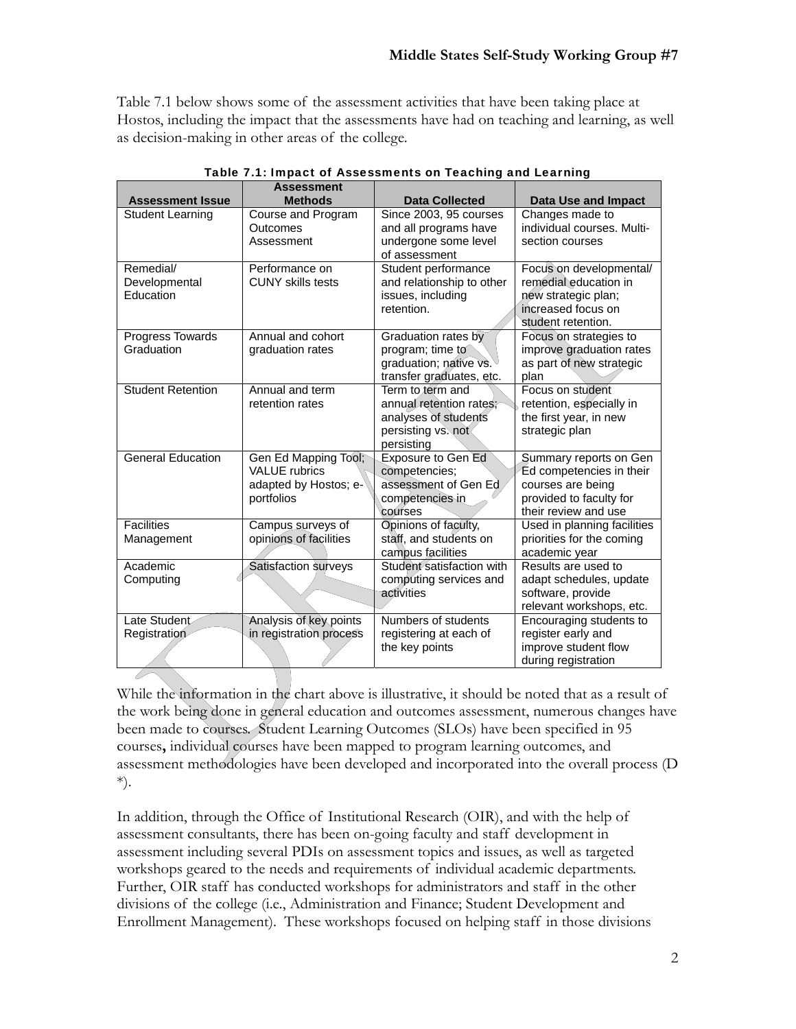Table 7.1 below shows some of the assessment activities that have been taking place at Hostos, including the impact that the assessments have had on teaching and learning, as well as decision-making in other areas of the college.

**Table 7.1: Impact of Assessments on Teaching and Learning**

| Assessment Issue | Assessment Methods | Data Collected | Data Use and Impact |
|---|---|---|---|
| Student Learning | Course and Program Outcomes Assessment | Since 2003, 95 courses and all programs have undergone some level of assessment | Changes made to individual courses. Multi-section courses |
| Remedial/ Developmental Education | Performance on CUNY skills tests | Student performance and relationship to other issues, including retention. | Focus on developmental/ remedial education in new strategic plan; increased focus on student retention. |
| Progress Towards Graduation | Annual and cohort graduation rates | Graduation rates by program; time to graduation; native vs. transfer graduates, etc. | Focus on strategies to improve graduation rates as part of new strategic plan |
| Student Retention | Annual and term retention rates | Term to term and annual retention rates; analyses of students persisting vs. not persisting | Focus on student retention, especially in the first year, in new strategic plan |
| General Education | Gen Ed Mapping Tool; VALUE rubrics adapted by Hostos; e-portfolios | Exposure to Gen Ed competencies; assessment of Gen Ed competencies in courses | Summary reports on Gen Ed competencies in their courses are being provided to faculty for their review and use |
| Facilities Management | Campus surveys of opinions of facilities | Opinions of faculty, staff, and students on campus facilities | Used in planning facilities priorities for the coming academic year |
| Academic Computing | Satisfaction surveys | Student satisfaction with computing services and activities | Results are used to adapt schedules, update software, provide relevant workshops, etc. |
| Late Student Registration | Analysis of key points in registration process | Numbers of students registering at each of the key points | Encouraging students to register early and improve student flow during registration |

While the information in the chart above is illustrative, it should be noted that as a result of the work being done in general education and outcomes assessment, numerous changes have been made to courses. Student Learning Outcomes (SLOs) have been specified in 95 courses**,** individual courses have been mapped to program learning outcomes, and assessment methodologies have been developed and incorporated into the overall process (D *).

In addition, through the Office of Institutional Research (OIR), and with the help of assessment consultants, there has been on-going faculty and staff development in assessment including several PDIs on assessment topics and issues, as well as targeted workshops geared to the needs and requirements of individual academic departments. Further, OIR staff has conducted workshops for administrators and staff in the other divisions of the college (i.e., Administration and Finance; Student Development and Enrollment Management). These workshops focused on helping staff in those divisions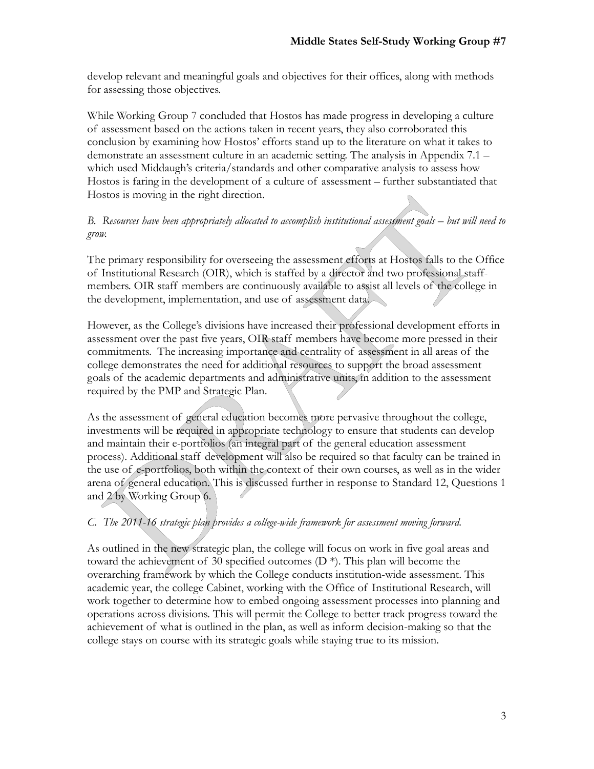develop relevant and meaningful goals and objectives for their offices, along with methods for assessing those objectives.

While Working Group 7 concluded that Hostos has made progress in developing a culture of assessment based on the actions taken in recent years, they also corroborated this conclusion by examining how Hostos' efforts stand up to the literature on what it takes to demonstrate an assessment culture in an academic setting. The analysis in Appendix 7.1 – which used Middaugh's criteria/standards and other comparative analysis to assess how Hostos is faring in the development of a culture of assessment – further substantiated that Hostos is moving in the right direction.

*B. Resources have been appropriately allocated to accomplish institutional assessment goals – but will need to grow.*

The primary responsibility for overseeing the assessment efforts at Hostos falls to the Office of Institutional Research (OIR), which is staffed by a director and two professional staff-members. OIR staff members are continuously available to assist all levels of the college in the development, implementation, and use of assessment data.

However, as the College's divisions have increased their professional development efforts in assessment over the past five years, OIR staff members have become more pressed in their commitments. The increasing importance and centrality of assessment in all areas of the college demonstrates the need for additional resources to support the broad assessment goals of the academic departments and administrative units, in addition to the assessment required by the PMP and Strategic Plan.

As the assessment of general education becomes more pervasive throughout the college, investments will be required in appropriate technology to ensure that students can develop and maintain their e-portfolios (an integral part of the general education assessment process). Additional staff development will also be required so that faculty can be trained in the use of e-portfolios, both within the context of their own courses, as well as in the wider arena of general education. This is discussed further in response to Standard 12, Questions 1 and 2 by Working Group 6.

*C. The 2011-16 strategic plan provides a college-wide framework for assessment moving forward.*

As outlined in the new strategic plan, the college will focus on work in five goal areas and toward the achievement of 30 specified outcomes (D *). This plan will become the overarching framework by which the College conducts institution-wide assessment. This academic year, the college Cabinet, working with the Office of Institutional Research, will work together to determine how to embed ongoing assessment processes into planning and operations across divisions. This will permit the College to better track progress toward the achievement of what is outlined in the plan, as well as inform decision-making so that the college stays on course with its strategic goals while staying true to its mission.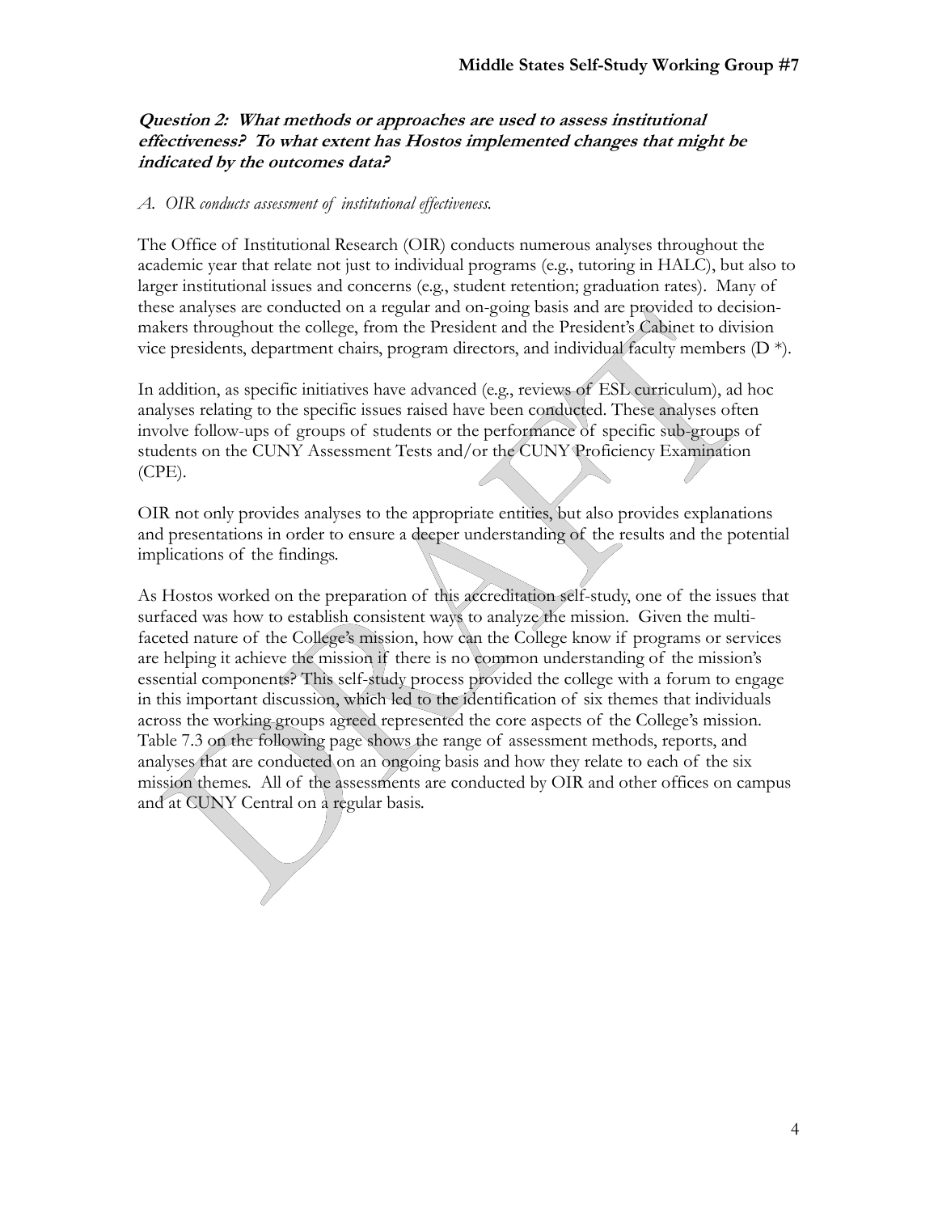***Question 2: What methods or approaches are used to assess institutional effectiveness? To what extent has Hostos implemented changes that might be indicated by the outcomes data?***

*A. OIR conducts assessment of institutional effectiveness.*

The Office of Institutional Research (OIR) conducts numerous analyses throughout the academic year that relate not just to individual programs (e.g., tutoring in HALC), but also to larger institutional issues and concerns (e.g., student retention; graduation rates). Many of these analyses are conducted on a regular and on-going basis and are provided to decision-makers throughout the college, from the President and the President's Cabinet to division vice presidents, department chairs, program directors, and individual faculty members (D *).

In addition, as specific initiatives have advanced (e.g., reviews of ESL curriculum), ad hoc analyses relating to the specific issues raised have been conducted. These analyses often involve follow-ups of groups of students or the performance of specific sub-groups of students on the CUNY Assessment Tests and/or the CUNY Proficiency Examination (CPE).

OIR not only provides analyses to the appropriate entities, but also provides explanations and presentations in order to ensure a deeper understanding of the results and the potential implications of the findings.

As Hostos worked on the preparation of this accreditation self-study, one of the issues that surfaced was how to establish consistent ways to analyze the mission. Given the multi-faceted nature of the College's mission, how can the College know if programs or services are helping it achieve the mission if there is no common understanding of the mission's essential components? This self-study process provided the college with a forum to engage in this important discussion, which led to the identification of six themes that individuals across the working groups agreed represented the core aspects of the College's mission. Table 7.3 on the following page shows the range of assessment methods, reports, and analyses that are conducted on an ongoing basis and how they relate to each of the six mission themes. All of the assessments are conducted by OIR and other offices on campus and at CUNY Central on a regular basis.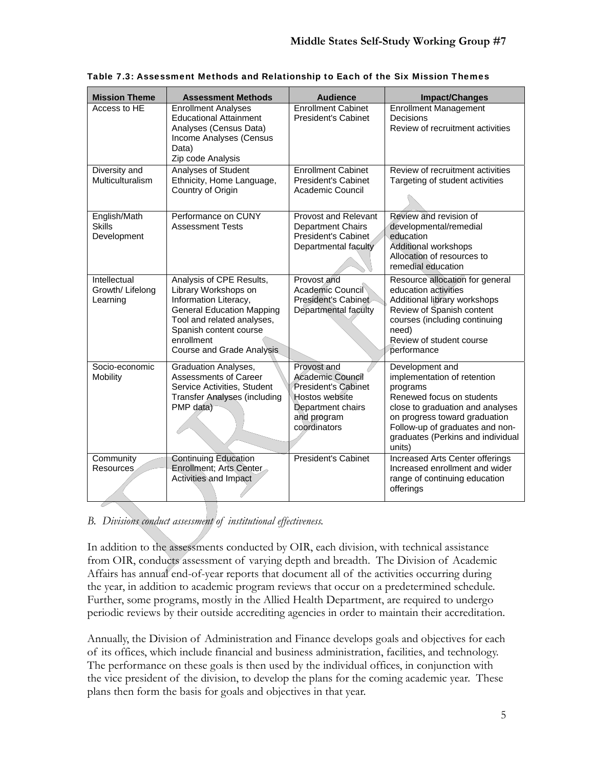**Table 7.3: Assessment Methods and Relationship to Each of the Six Mission Themes**

| Mission Theme | Assessment Methods | Audience | Impact/Changes |
|---|---|---|---|
| Access to HE | Enrollment Analyses<br>Educational Attainment Analyses (Census Data)<br>Income Analyses (Census Data)<br>Zip code Analysis | Enrollment Cabinet<br>President's Cabinet | Enrollment Management Decisions<br>Review of recruitment activities |
| Diversity and Multiculturalism | Analyses of Student Ethnicity, Home Language, Country of Origin | Enrollment Cabinet<br>President's Cabinet<br>Academic Council | Review of recruitment activities<br>Targeting of student activities |
| English/Math Skills Development | Performance on CUNY Assessment Tests | Provost and Relevant Department Chairs<br>President's Cabinet<br>Departmental faculty | Review and revision of developmental/remedial education<br>Additional workshops<br>Allocation of resources to remedial education |
| Intellectual Growth/ Lifelong Learning | Analysis of CPE Results, Library Workshops on Information Literacy, General Education Mapping Tool and related analyses, Spanish content course enrollment<br>Course and Grade Analysis | Provost and Academic Council<br>President's Cabinet<br>Departmental faculty | Resource allocation for general education activities<br>Additional library workshops<br>Review of Spanish content courses (including continuing need)<br>Review of student course performance |
| Socio-economic Mobility | Graduation Analyses, Assessments of Career Service Activities, Student Transfer Analyses (including PMP data) | Provost and Academic Council<br>President's Cabinet<br>Hostos website<br>Department chairs and program coordinators | Development and implementation of retention programs<br>Renewed focus on students close to graduation and analyses on progress toward graduation<br>Follow-up of graduates and non-graduates (Perkins and individual units) |
| Community Resources | Continuing Education Enrollment; Arts Center Activities and Impact | President's Cabinet | Increased Arts Center offerings<br>Increased enrollment and wider range of continuing education offerings |

*B. Divisions conduct assessment of institutional effectiveness.*

In addition to the assessments conducted by OIR, each division, with technical assistance from OIR, conducts assessment of varying depth and breadth. The Division of Academic Affairs has annual end-of-year reports that document all of the activities occurring during the year, in addition to academic program reviews that occur on a predetermined schedule. Further, some programs, mostly in the Allied Health Department, are required to undergo periodic reviews by their outside accrediting agencies in order to maintain their accreditation.

Annually, the Division of Administration and Finance develops goals and objectives for each of its offices, which include financial and business administration, facilities, and technology. The performance on these goals is then used by the individual offices, in conjunction with the vice president of the division, to develop the plans for the coming academic year. These plans then form the basis for goals and objectives in that year.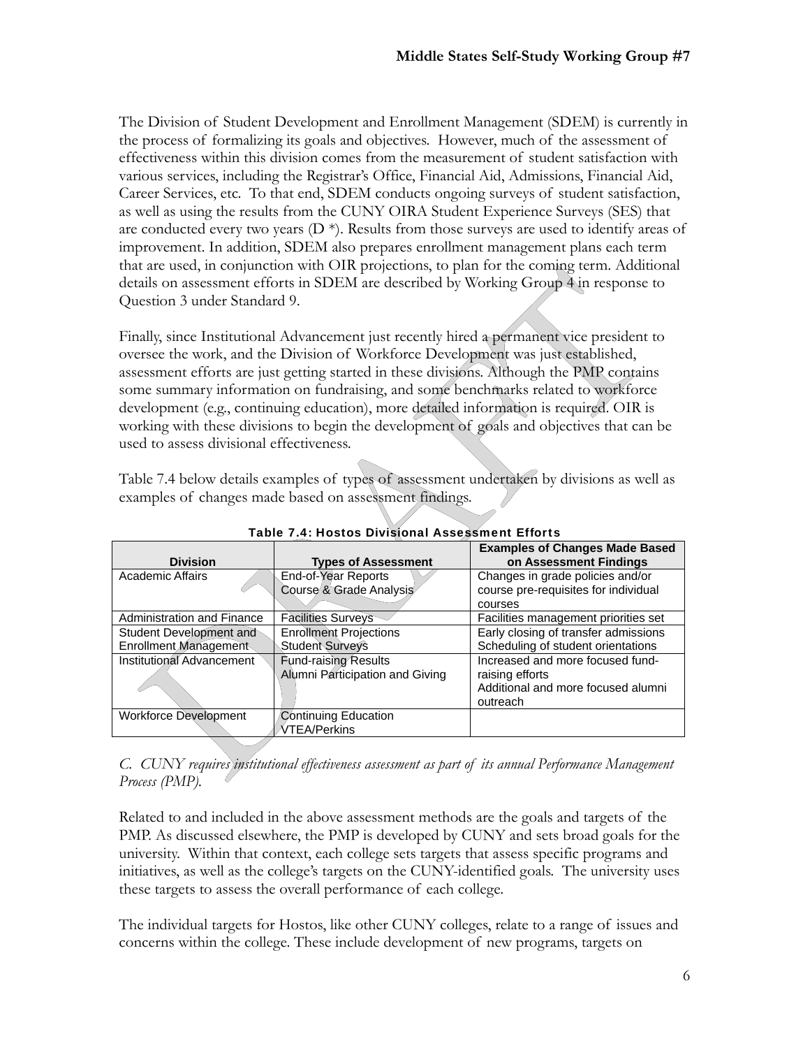The Division of Student Development and Enrollment Management (SDEM) is currently in the process of formalizing its goals and objectives. However, much of the assessment of effectiveness within this division comes from the measurement of student satisfaction with various services, including the Registrar's Office, Financial Aid, Admissions, Financial Aid, Career Services, etc. To that end, SDEM conducts ongoing surveys of student satisfaction, as well as using the results from the CUNY OIRA Student Experience Surveys (SES) that are conducted every two years (D *). Results from those surveys are used to identify areas of improvement. In addition, SDEM also prepares enrollment management plans each term that are used, in conjunction with OIR projections, to plan for the coming term. Additional details on assessment efforts in SDEM are described by Working Group 4 in response to Question 3 under Standard 9.

Finally, since Institutional Advancement just recently hired a permanent vice president to oversee the work, and the Division of Workforce Development was just established, assessment efforts are just getting started in these divisions. Although the PMP contains some summary information on fundraising, and some benchmarks related to workforce development (e.g., continuing education), more detailed information is required. OIR is working with these divisions to begin the development of goals and objectives that can be used to assess divisional effectiveness.

Table 7.4 below details examples of types of assessment undertaken by divisions as well as examples of changes made based on assessment findings.

**Table 7.4: Hostos Divisional Assessment Efforts**

| Division | Types of Assessment | Examples of Changes Made Based on Assessment Findings |
|---|---|---|
| Academic Affairs | End-of-Year Reports<br>Course & Grade Analysis | Changes in grade policies and/or course pre-requisites for individual courses |
| Administration and Finance | Facilities Surveys | Facilities management priorities set |
| Student Development and Enrollment Management | Enrollment Projections<br>Student Surveys | Early closing of transfer admissions<br>Scheduling of student orientations |
| Institutional Advancement | Fund-raising Results<br>Alumni Participation and Giving | Increased and more focused fund-raising efforts<br>Additional and more focused alumni outreach |
| Workforce Development | Continuing Education<br>VTEA/Perkins | |

*C. CUNY requires institutional effectiveness assessment as part of its annual Performance Management Process (PMP).*

Related to and included in the above assessment methods are the goals and targets of the PMP. As discussed elsewhere, the PMP is developed by CUNY and sets broad goals for the university. Within that context, each college sets targets that assess specific programs and initiatives, as well as the college's targets on the CUNY-identified goals. The university uses these targets to assess the overall performance of each college.

The individual targets for Hostos, like other CUNY colleges, relate to a range of issues and concerns within the college. These include development of new programs, targets on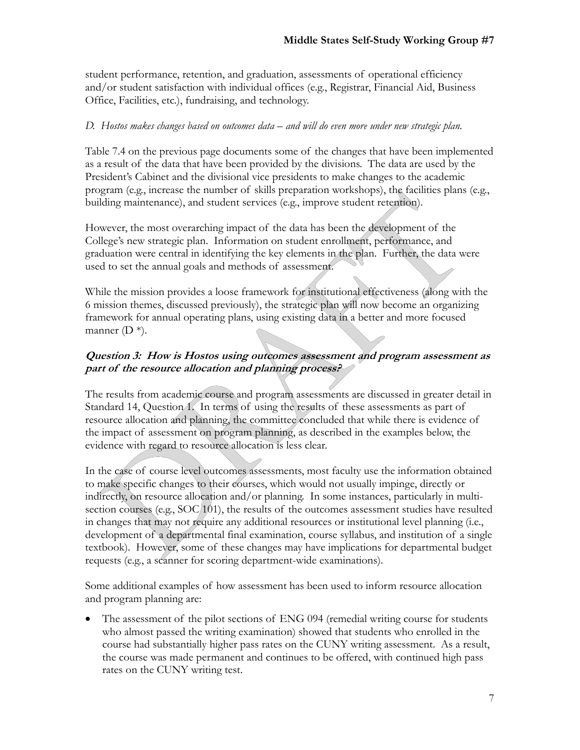student performance, retention, and graduation, assessments of operational efficiency and/or student satisfaction with individual offices (e.g., Registrar, Financial Aid, Business Office, Facilities, etc.), fundraising, and technology.

*D. Hostos makes changes based on outcomes data – and will do even more under new strategic plan.*

Table 7.4 on the previous page documents some of the changes that have been implemented as a result of the data that have been provided by the divisions. The data are used by the President's Cabinet and the divisional vice presidents to make changes to the academic program (e.g., increase the number of skills preparation workshops), the facilities plans (e.g., building maintenance), and student services (e.g., improve student retention).

However, the most overarching impact of the data has been the development of the College's new strategic plan. Information on student enrollment, performance, and graduation were central in identifying the key elements in the plan. Further, the data were used to set the annual goals and methods of assessment.

While the mission provides a loose framework for institutional effectiveness (along with the 6 mission themes, discussed previously), the strategic plan will now become an organizing framework for annual operating plans, using existing data in a better and more focused manner (D *).

### ***Question 3: How is Hostos using outcomes assessment and program assessment as part of the resource allocation and planning process?***

The results from academic course and program assessments are discussed in greater detail in Standard 14, Question 1. In terms of using the results of these assessments as part of resource allocation and planning, the committee concluded that while there is evidence of the impact of assessment on program planning, as described in the examples below, the evidence with regard to resource allocation is less clear.

In the case of course level outcomes assessments, most faculty use the information obtained to make specific changes to their courses, which would not usually impinge, directly or indirectly, on resource allocation and/or planning. In some instances, particularly in multi-section courses (e.g., SOC 101), the results of the outcomes assessment studies have resulted in changes that may not require any additional resources or institutional level planning (i.e., development of a departmental final examination, course syllabus, and institution of a single textbook). However, some of these changes may have implications for departmental budget requests (e.g., a scanner for scoring department-wide examinations).

Some additional examples of how assessment has been used to inform resource allocation and program planning are:

- The assessment of the pilot sections of ENG 094 (remedial writing course for students who almost passed the writing examination) showed that students who enrolled in the course had substantially higher pass rates on the CUNY writing assessment. As a result, the course was made permanent and continues to be offered, with continued high pass rates on the CUNY writing test.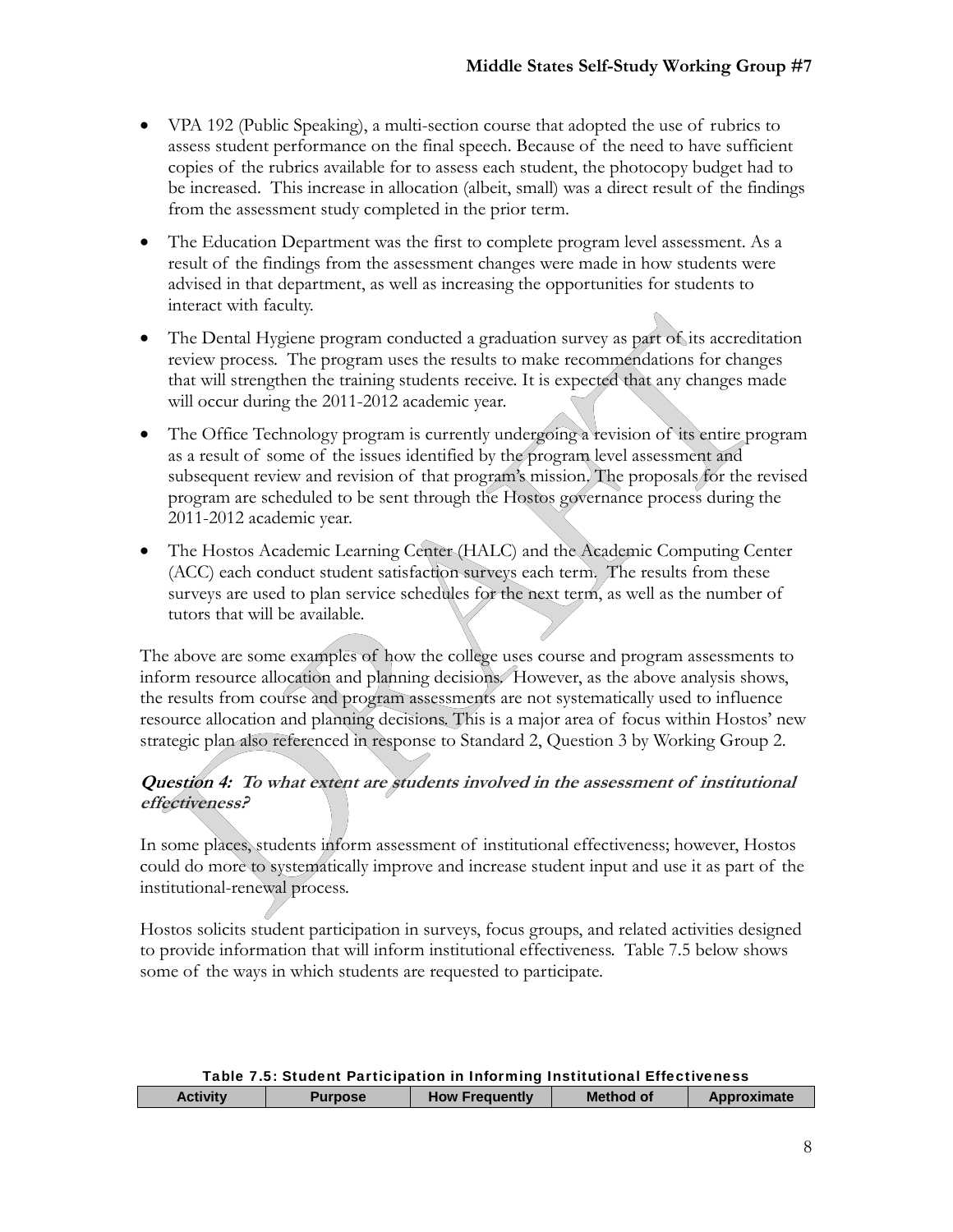- VPA 192 (Public Speaking), a multi-section course that adopted the use of rubrics to assess student performance on the final speech. Because of the need to have sufficient copies of the rubrics available for to assess each student, the photocopy budget had to be increased. This increase in allocation (albeit, small) was a direct result of the findings from the assessment study completed in the prior term.
- The Education Department was the first to complete program level assessment. As a result of the findings from the assessment changes were made in how students were advised in that department, as well as increasing the opportunities for students to interact with faculty.
- The Dental Hygiene program conducted a graduation survey as part of its accreditation review process. The program uses the results to make recommendations for changes that will strengthen the training students receive. It is expected that any changes made will occur during the 2011-2012 academic year.
- The Office Technology program is currently undergoing a revision of its entire program as a result of some of the issues identified by the program level assessment and subsequent review and revision of that program's mission. The proposals for the revised program are scheduled to be sent through the Hostos governance process during the 2011-2012 academic year.
- The Hostos Academic Learning Center (HALC) and the Academic Computing Center (ACC) each conduct student satisfaction surveys each term. The results from these surveys are used to plan service schedules for the next term, as well as the number of tutors that will be available.

The above are some examples of how the college uses course and program assessments to inform resource allocation and planning decisions. However, as the above analysis shows, the results from course and program assessments are not systematically used to influence resource allocation and planning decisions. This is a major area of focus within Hostos' new strategic plan also referenced in response to Standard 2, Question 3 by Working Group 2.

### *Question 4: To what extent are students involved in the assessment of institutional effectiveness?*

In some places, students inform assessment of institutional effectiveness; however, Hostos could do more to systematically improve and increase student input and use it as part of the institutional-renewal process.

Hostos solicits student participation in surveys, focus groups, and related activities designed to provide information that will inform institutional effectiveness. Table 7.5 below shows some of the ways in which students are requested to participate.

**Table 7.5: Student Participation in Informing Institutional Effectiveness**

| Activity | Purpose | How Frequently | Method of | Approximate |
| --- | --- | --- | --- | --- |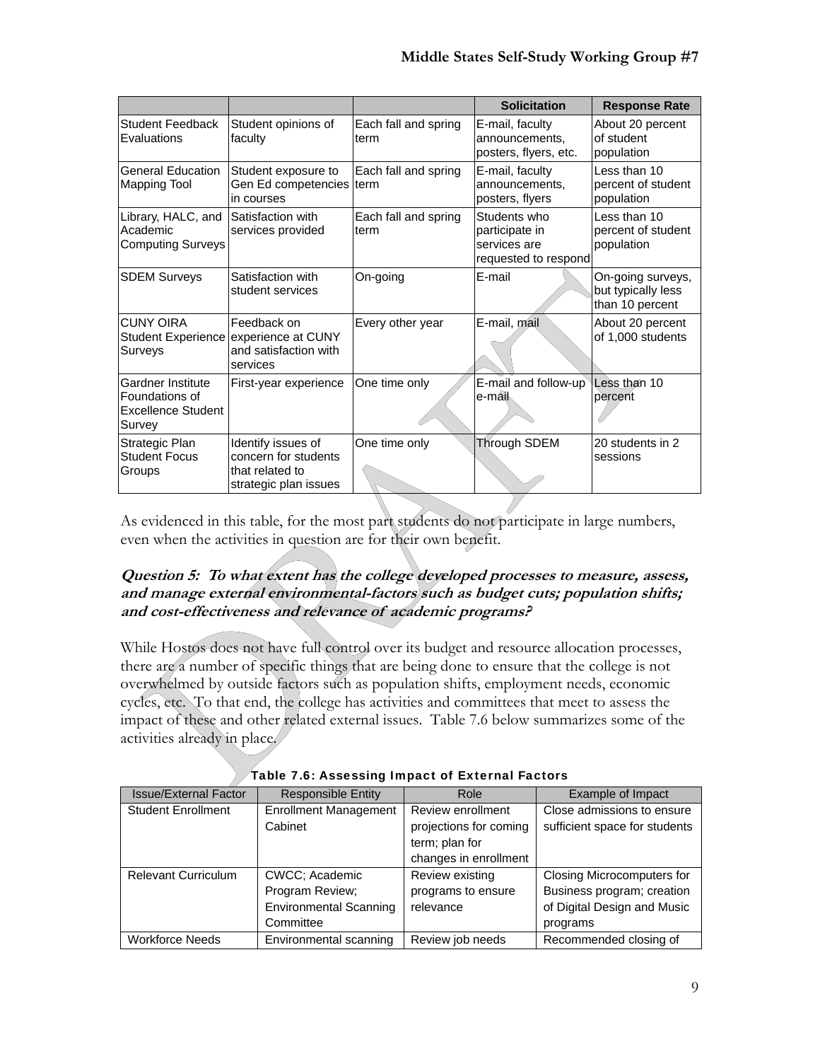| | | | Solicitation | Response Rate |
|---|---|---|---|---|
| Student Feedback Evaluations | Student opinions of faculty | Each fall and spring term | E-mail, faculty announcements, posters, flyers, etc. | About 20 percent of student population |
| General Education Mapping Tool | Student exposure to Gen Ed competencies in courses | Each fall and spring term | E-mail, faculty announcements, posters, flyers | Less than 10 percent of student population |
| Library, HALC, and Academic Computing Surveys | Satisfaction with services provided | Each fall and spring term | Students who participate in services are requested to respond | Less than 10 percent of student population |
| SDEM Surveys | Satisfaction with student services | On-going | E-mail | On-going surveys, but typically less than 10 percent |
| CUNY OIRA Student Experience Surveys | Feedback on experience at CUNY and satisfaction with services | Every other year | E-mail, mail | About 20 percent of 1,000 students |
| Gardner Institute Foundations of Excellence Student Survey | First-year experience | One time only | E-mail and follow-up e-mail | Less than 10 percent |
| Strategic Plan Student Focus Groups | Identify issues of concern for students that related to strategic plan issues | One time only | Through SDEM | 20 students in 2 sessions |

As evidenced in this table, for the most part students do not participate in large numbers, even when the activities in question are for their own benefit.

***Question 5: To what extent has the college developed processes to measure, assess, and manage external environmental-factors such as budget cuts; population shifts; and cost-effectiveness and relevance of academic programs?***

While Hostos does not have full control over its budget and resource allocation processes, there are a number of specific things that are being done to ensure that the college is not overwhelmed by outside factors such as population shifts, employment needs, economic cycles, etc. To that end, the college has activities and committees that meet to assess the impact of these and other related external issues. Table 7.6 below summarizes some of the activities already in place.

**Table 7.6: Assessing Impact of External Factors**

| Issue/External Factor | Responsible Entity | Role | Example of Impact |
|---|---|---|---|
| Student Enrollment | Enrollment Management Cabinet | Review enrollment projections for coming term; plan for changes in enrollment | Close admissions to ensure sufficient space for students |
| Relevant Curriculum | CWCC; Academic Program Review; Environmental Scanning Committee | Review existing programs to ensure relevance | Closing Microcomputers for Business program; creation of Digital Design and Music programs |
| Workforce Needs | Environmental scanning | Review job needs | Recommended closing of |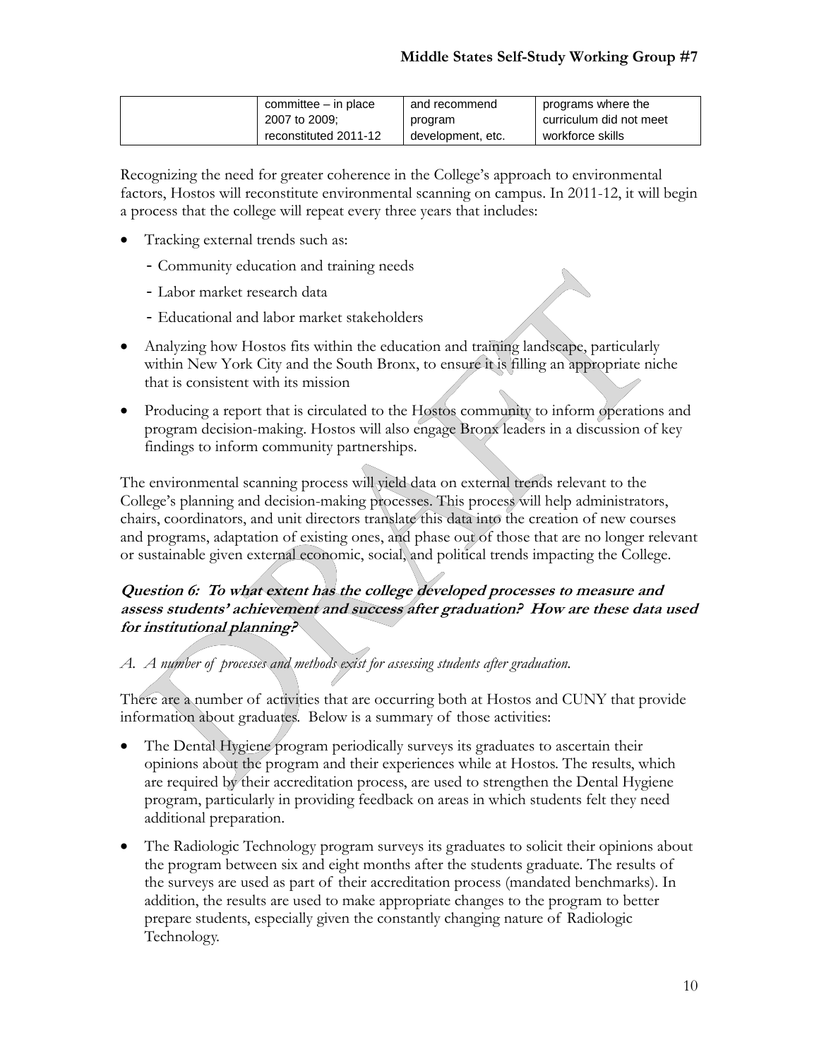| | committee – in place 2007 to 2009; reconstituted 2011-12 | and recommend program development, etc. | programs where the curriculum did not meet workforce skills |
|---|---|---|---|

Recognizing the need for greater coherence in the College's approach to environmental factors, Hostos will reconstitute environmental scanning on campus. In 2011-12, it will begin a process that the college will repeat every three years that includes:

- Tracking external trends such as:
  - Community education and training needs
  - Labor market research data
  - Educational and labor market stakeholders
- Analyzing how Hostos fits within the education and training landscape, particularly within New York City and the South Bronx, to ensure it is filling an appropriate niche that is consistent with its mission
- Producing a report that is circulated to the Hostos community to inform operations and program decision-making. Hostos will also engage Bronx leaders in a discussion of key findings to inform community partnerships.

The environmental scanning process will yield data on external trends relevant to the College's planning and decision-making processes. This process will help administrators, chairs, coordinators, and unit directors translate this data into the creation of new courses and programs, adaptation of existing ones, and phase out of those that are no longer relevant or sustainable given external economic, social, and political trends impacting the College.

### *Question 6: To what extent has the college developed processes to measure and assess students' achievement and success after graduation? How are these data used for institutional planning?*

*A. A number of processes and methods exist for assessing students after graduation.*

There are a number of activities that are occurring both at Hostos and CUNY that provide information about graduates. Below is a summary of those activities:

- The Dental Hygiene program periodically surveys its graduates to ascertain their opinions about the program and their experiences while at Hostos. The results, which are required by their accreditation process, are used to strengthen the Dental Hygiene program, particularly in providing feedback on areas in which students felt they need additional preparation.
- The Radiologic Technology program surveys its graduates to solicit their opinions about the program between six and eight months after the students graduate. The results of the surveys are used as part of their accreditation process (mandated benchmarks). In addition, the results are used to make appropriate changes to the program to better prepare students, especially given the constantly changing nature of Radiologic Technology.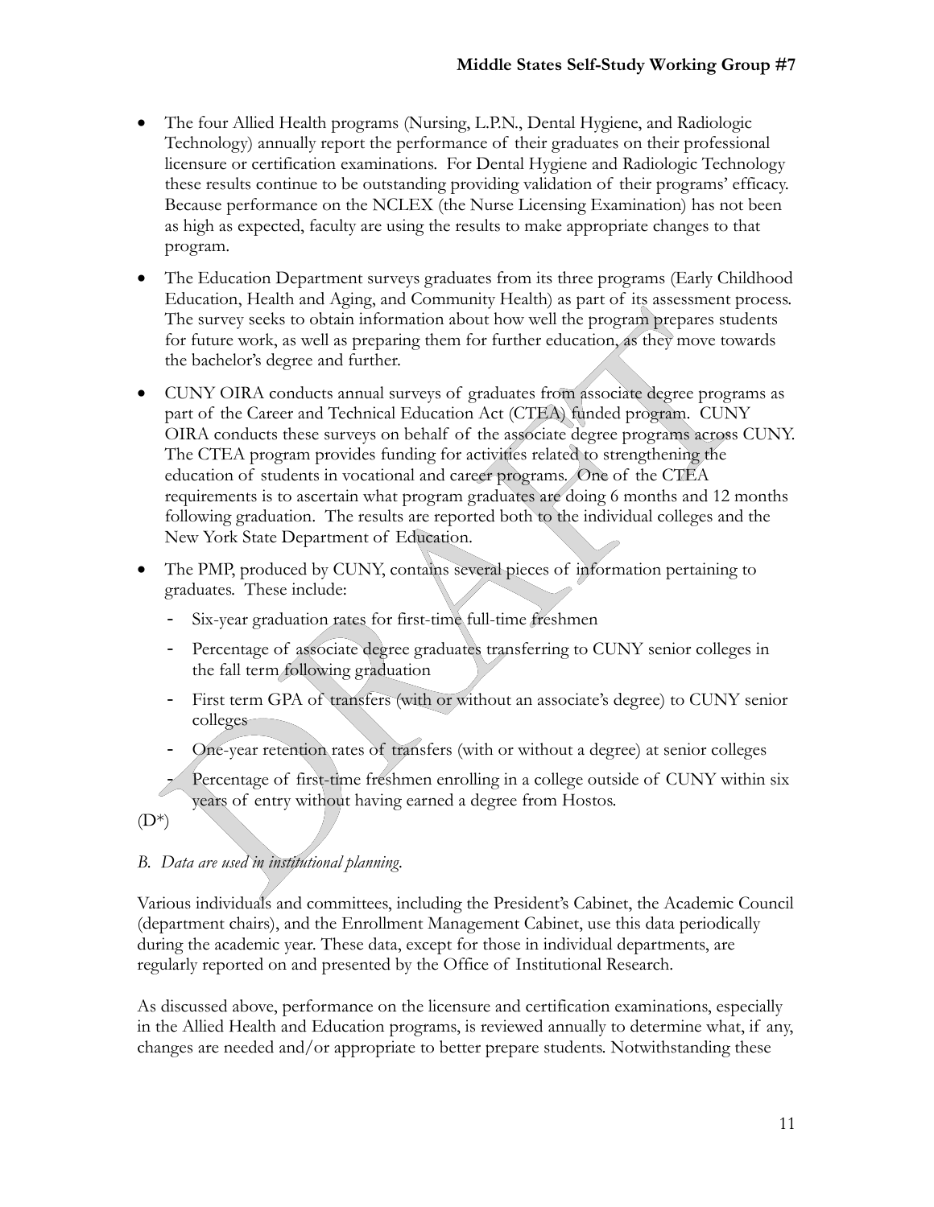- The four Allied Health programs (Nursing, L.P.N., Dental Hygiene, and Radiologic Technology) annually report the performance of their graduates on their professional licensure or certification examinations. For Dental Hygiene and Radiologic Technology these results continue to be outstanding providing validation of their programs' efficacy. Because performance on the NCLEX (the Nurse Licensing Examination) has not been as high as expected, faculty are using the results to make appropriate changes to that program.
- The Education Department surveys graduates from its three programs (Early Childhood Education, Health and Aging, and Community Health) as part of its assessment process. The survey seeks to obtain information about how well the program prepares students for future work, as well as preparing them for further education, as they move towards the bachelor's degree and further.
- CUNY OIRA conducts annual surveys of graduates from associate degree programs as part of the Career and Technical Education Act (CTEA) funded program. CUNY OIRA conducts these surveys on behalf of the associate degree programs across CUNY. The CTEA program provides funding for activities related to strengthening the education of students in vocational and career programs. One of the CTEA requirements is to ascertain what program graduates are doing 6 months and 12 months following graduation. The results are reported both to the individual colleges and the New York State Department of Education.
- The PMP, produced by CUNY, contains several pieces of information pertaining to graduates. These include:
  - Six-year graduation rates for first-time full-time freshmen
  - Percentage of associate degree graduates transferring to CUNY senior colleges in the fall term following graduation
  - First term GPA of transfers (with or without an associate's degree) to CUNY senior colleges
  - One-year retention rates of transfers (with or without a degree) at senior colleges
  - Percentage of first-time freshmen enrolling in a college outside of CUNY within six years of entry without having earned a degree from Hostos.

(D*)

*B. Data are used in institutional planning.*

Various individuals and committees, including the President's Cabinet, the Academic Council (department chairs), and the Enrollment Management Cabinet, use this data periodically during the academic year. These data, except for those in individual departments, are regularly reported on and presented by the Office of Institutional Research.

As discussed above, performance on the licensure and certification examinations, especially in the Allied Health and Education programs, is reviewed annually to determine what, if any, changes are needed and/or appropriate to better prepare students. Notwithstanding these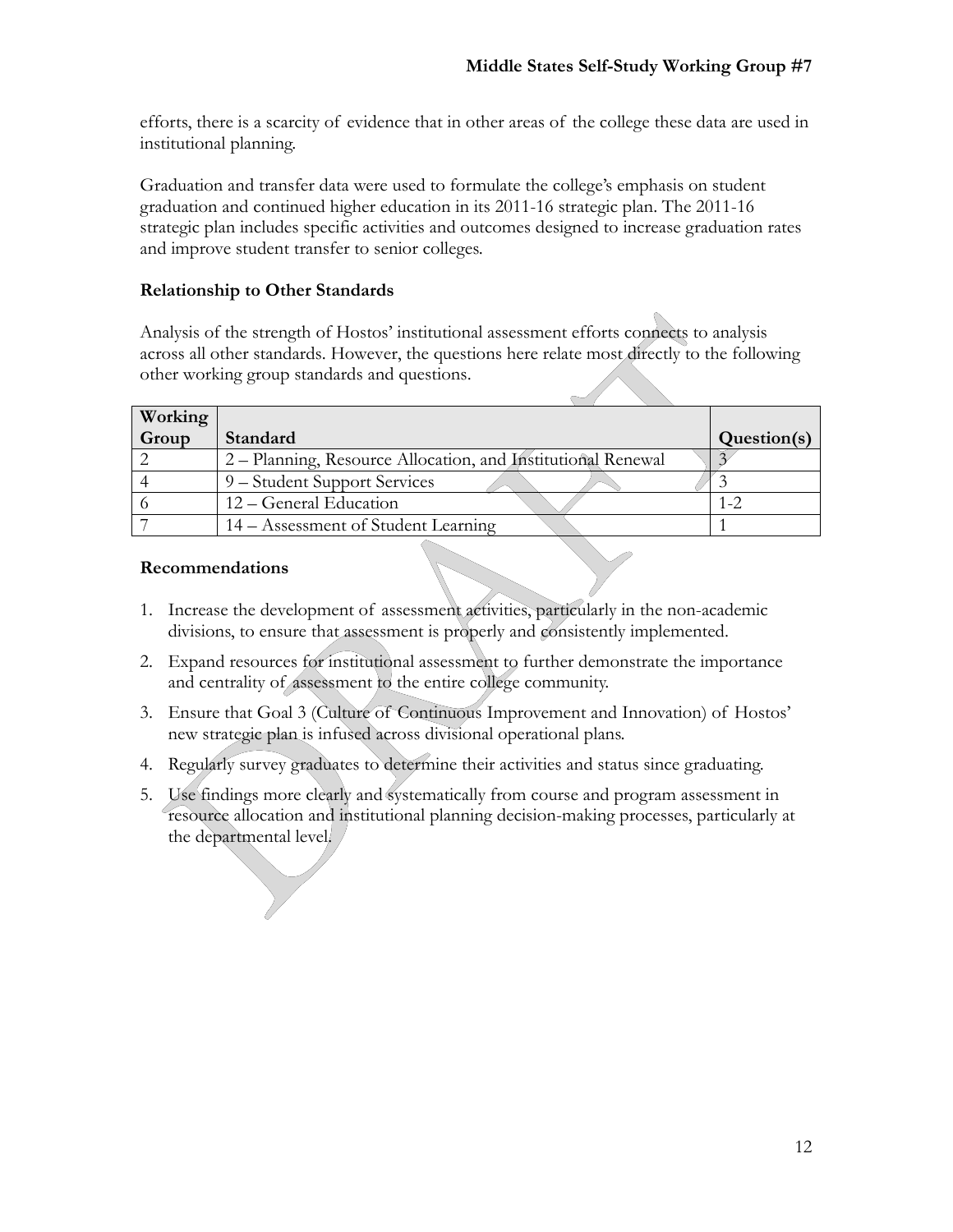efforts, there is a scarcity of evidence that in other areas of the college these data are used in institutional planning.

Graduation and transfer data were used to formulate the college's emphasis on student graduation and continued higher education in its 2011-16 strategic plan. The 2011-16 strategic plan includes specific activities and outcomes designed to increase graduation rates and improve student transfer to senior colleges.

### Relationship to Other Standards

Analysis of the strength of Hostos' institutional assessment efforts connects to analysis across all other standards. However, the questions here relate most directly to the following other working group standards and questions.

| Working Group | Standard | Question(s) |
|---|---|---|
| 2 | 2 – Planning, Resource Allocation, and Institutional Renewal | 3 |
| 4 | 9 – Student Support Services | 3 |
| 6 | 12 – General Education | 1-2 |
| 7 | 14 – Assessment of Student Learning | 1 |

### Recommendations

1. Increase the development of assessment activities, particularly in the non-academic divisions, to ensure that assessment is properly and consistently implemented.
2. Expand resources for institutional assessment to further demonstrate the importance and centrality of assessment to the entire college community.
3. Ensure that Goal 3 (Culture of Continuous Improvement and Innovation) of Hostos' new strategic plan is infused across divisional operational plans.
4. Regularly survey graduates to determine their activities and status since graduating.
5. Use findings more clearly and systematically from course and program assessment in resource allocation and institutional planning decision-making processes, particularly at the departmental level.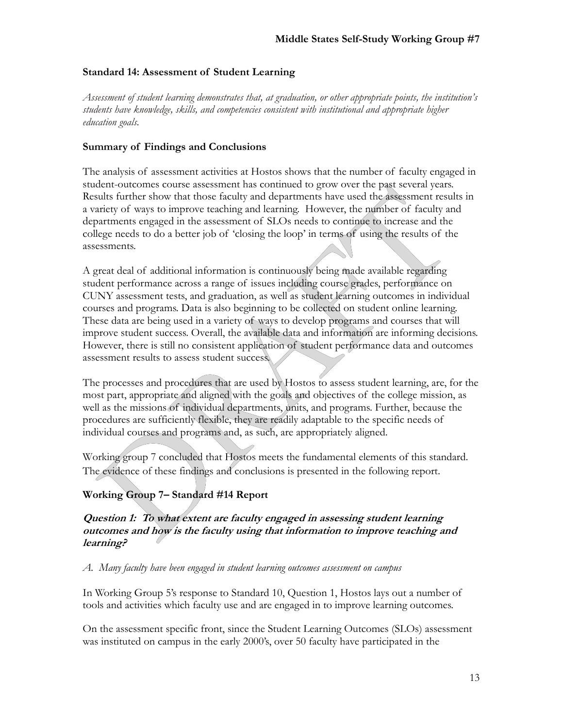### Standard 14: Assessment of Student Learning

*Assessment of student learning demonstrates that, at graduation, or other appropriate points, the institution's students have knowledge, skills, and competencies consistent with institutional and appropriate higher education goals.*

### Summary of Findings and Conclusions

The analysis of assessment activities at Hostos shows that the number of faculty engaged in student-outcomes course assessment has continued to grow over the past several years. Results further show that those faculty and departments have used the assessment results in a variety of ways to improve teaching and learning. However, the number of faculty and departments engaged in the assessment of SLOs needs to continue to increase and the college needs to do a better job of 'closing the loop' in terms of using the results of the assessments.

A great deal of additional information is continuously being made available regarding student performance across a range of issues including course grades, performance on CUNY assessment tests, and graduation, as well as student learning outcomes in individual courses and programs. Data is also beginning to be collected on student online learning. These data are being used in a variety of ways to develop programs and courses that will improve student success. Overall, the available data and information are informing decisions. However, there is still no consistent application of student performance data and outcomes assessment results to assess student success.

The processes and procedures that are used by Hostos to assess student learning, are, for the most part, appropriate and aligned with the goals and objectives of the college mission, as well as the missions of individual departments, units, and programs. Further, because the procedures are sufficiently flexible, they are readily adaptable to the specific needs of individual courses and programs and, as such, are appropriately aligned.

Working group 7 concluded that Hostos meets the fundamental elements of this standard. The evidence of these findings and conclusions is presented in the following report.

### Working Group 7– Standard #14 Report

#### *Question 1: To what extent are faculty engaged in assessing student learning outcomes and how is the faculty using that information to improve teaching and learning?*

*A. Many faculty have been engaged in student learning outcomes assessment on campus*

In Working Group 5's response to Standard 10, Question 1, Hostos lays out a number of tools and activities which faculty use and are engaged in to improve learning outcomes.

On the assessment specific front, since the Student Learning Outcomes (SLOs) assessment was instituted on campus in the early 2000's, over 50 faculty have participated in the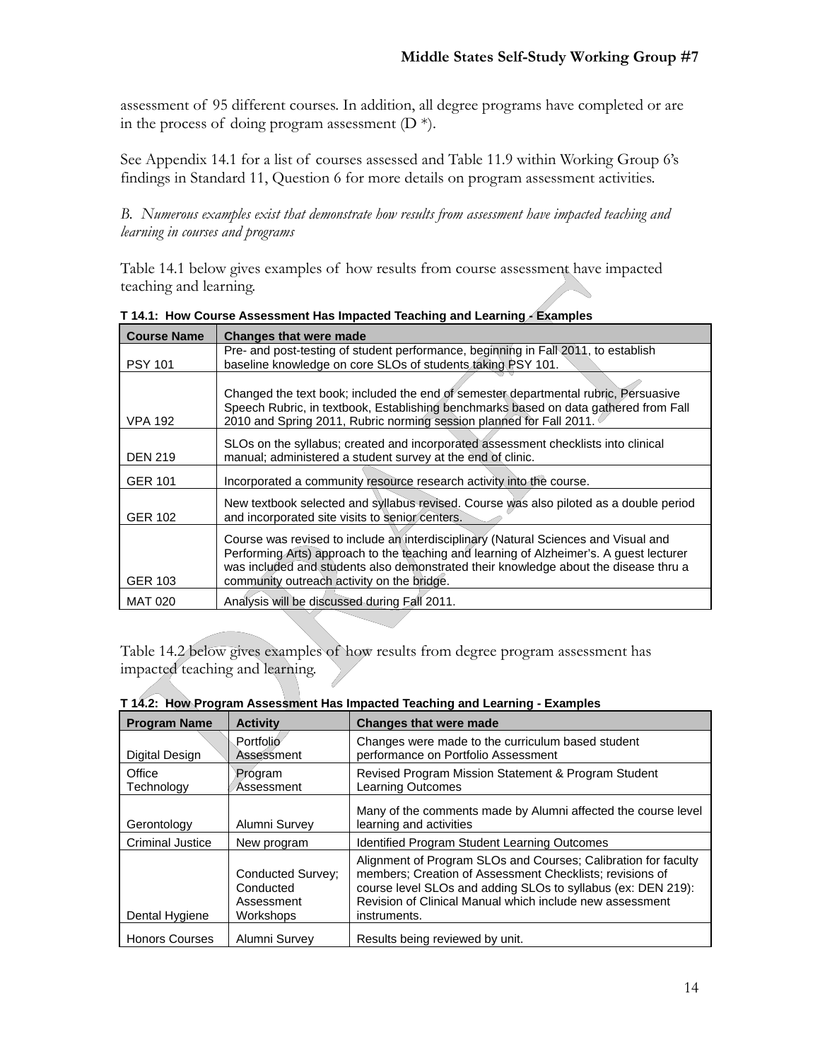assessment of 95 different courses. In addition, all degree programs have completed or are in the process of doing program assessment (D *).

See Appendix 14.1 for a list of courses assessed and Table 11.9 within Working Group 6's findings in Standard 11, Question 6 for more details on program assessment activities.

*B. Numerous examples exist that demonstrate how results from assessment have impacted teaching and learning in courses and programs*

Table 14.1 below gives examples of how results from course assessment have impacted teaching and learning.

**T 14.1: How Course Assessment Has Impacted Teaching and Learning - Examples**

| Course Name | Changes that were made |
|---|---|
| PSY 101 | Pre- and post-testing of student performance, beginning in Fall 2011, to establish baseline knowledge on core SLOs of students taking PSY 101. |
| VPA 192 | Changed the text book; included the end of semester departmental rubric, Persuasive Speech Rubric, in textbook, Establishing benchmarks based on data gathered from Fall 2010 and Spring 2011, Rubric norming session planned for Fall 2011. |
| DEN 219 | SLOs on the syllabus; created and incorporated assessment checklists into clinical manual; administered a student survey at the end of clinic. |
| GER 101 | Incorporated a community resource research activity into the course. |
| GER 102 | New textbook selected and syllabus revised. Course was also piloted as a double period and incorporated site visits to senior centers. |
| GER 103 | Course was revised to include an interdisciplinary (Natural Sciences and Visual and Performing Arts) approach to the teaching and learning of Alzheimer's. A guest lecturer was included and students also demonstrated their knowledge about the disease thru a community outreach activity on the bridge. |
| MAT 020 | Analysis will be discussed during Fall 2011. |

Table 14.2 below gives examples of how results from degree program assessment has impacted teaching and learning.

**T 14.2: How Program Assessment Has Impacted Teaching and Learning - Examples**

| Program Name | Activity | Changes that were made |
|---|---|---|
| Digital Design | Portfolio Assessment | Changes were made to the curriculum based student performance on Portfolio Assessment |
| Office Technology | Program Assessment | Revised Program Mission Statement & Program Student Learning Outcomes |
| Gerontology | Alumni Survey | Many of the comments made by Alumni affected the course level learning and activities |
| Criminal Justice | New program | Identified Program Student Learning Outcomes |
| Dental Hygiene | Conducted Survey; Conducted Assessment Workshops | Alignment of Program SLOs and Courses; Calibration for faculty members; Creation of Assessment Checklists; revisions of course level SLOs and adding SLOs to syllabus (ex: DEN 219): Revision of Clinical Manual which include new assessment instruments. |
| Honors Courses | Alumni Survey | Results being reviewed by unit. |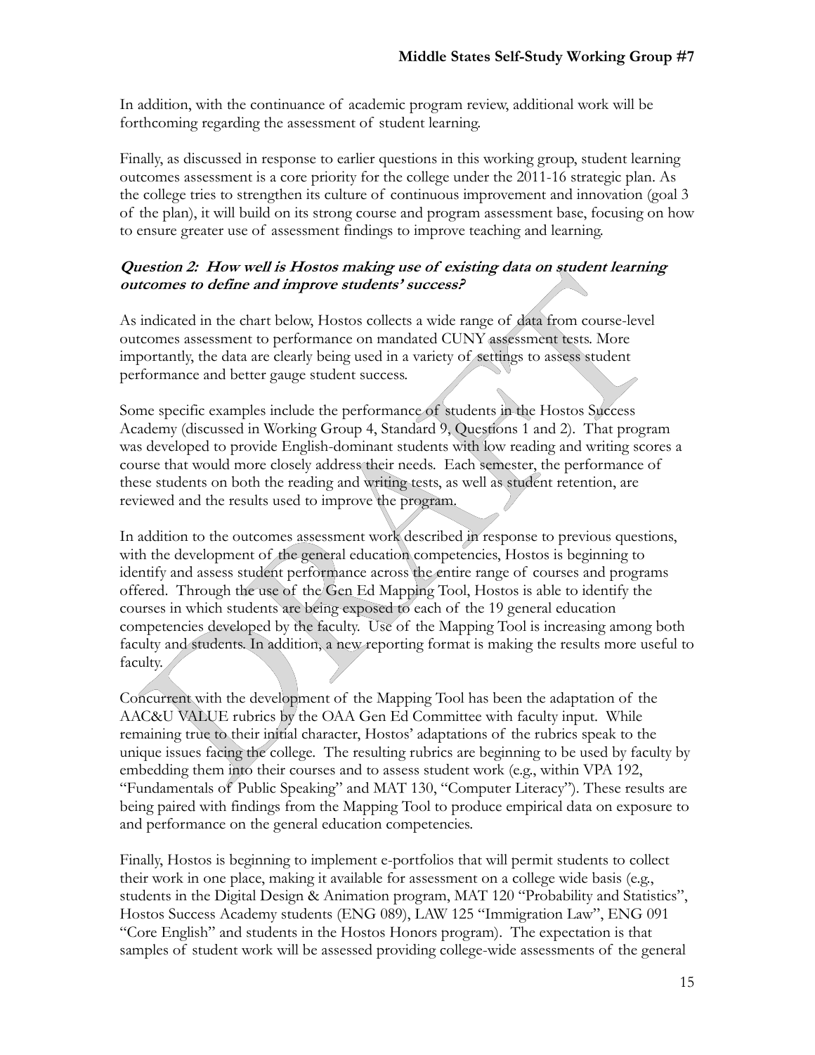In addition, with the continuance of academic program review, additional work will be forthcoming regarding the assessment of student learning.

Finally, as discussed in response to earlier questions in this working group, student learning outcomes assessment is a core priority for the college under the 2011-16 strategic plan. As the college tries to strengthen its culture of continuous improvement and innovation (goal 3 of the plan), it will build on its strong course and program assessment base, focusing on how to ensure greater use of assessment findings to improve teaching and learning.

***Question 2: How well is Hostos making use of existing data on student learning outcomes to define and improve students' success?***

As indicated in the chart below, Hostos collects a wide range of data from course-level outcomes assessment to performance on mandated CUNY assessment tests. More importantly, the data are clearly being used in a variety of settings to assess student performance and better gauge student success.

Some specific examples include the performance of students in the Hostos Success Academy (discussed in Working Group 4, Standard 9, Questions 1 and 2). That program was developed to provide English-dominant students with low reading and writing scores a course that would more closely address their needs. Each semester, the performance of these students on both the reading and writing tests, as well as student retention, are reviewed and the results used to improve the program.

In addition to the outcomes assessment work described in response to previous questions, with the development of the general education competencies, Hostos is beginning to identify and assess student performance across the entire range of courses and programs offered. Through the use of the Gen Ed Mapping Tool, Hostos is able to identify the courses in which students are being exposed to each of the 19 general education competencies developed by the faculty. Use of the Mapping Tool is increasing among both faculty and students. In addition, a new reporting format is making the results more useful to faculty.

Concurrent with the development of the Mapping Tool has been the adaptation of the AAC&U VALUE rubrics by the OAA Gen Ed Committee with faculty input. While remaining true to their initial character, Hostos' adaptations of the rubrics speak to the unique issues facing the college. The resulting rubrics are beginning to be used by faculty by embedding them into their courses and to assess student work (e.g., within VPA 192, "Fundamentals of Public Speaking" and MAT 130, "Computer Literacy"). These results are being paired with findings from the Mapping Tool to produce empirical data on exposure to and performance on the general education competencies.

Finally, Hostos is beginning to implement e-portfolios that will permit students to collect their work in one place, making it available for assessment on a college wide basis (e.g., students in the Digital Design & Animation program, MAT 120 "Probability and Statistics", Hostos Success Academy students (ENG 089), LAW 125 "Immigration Law", ENG 091 "Core English" and students in the Hostos Honors program). The expectation is that samples of student work will be assessed providing college-wide assessments of the general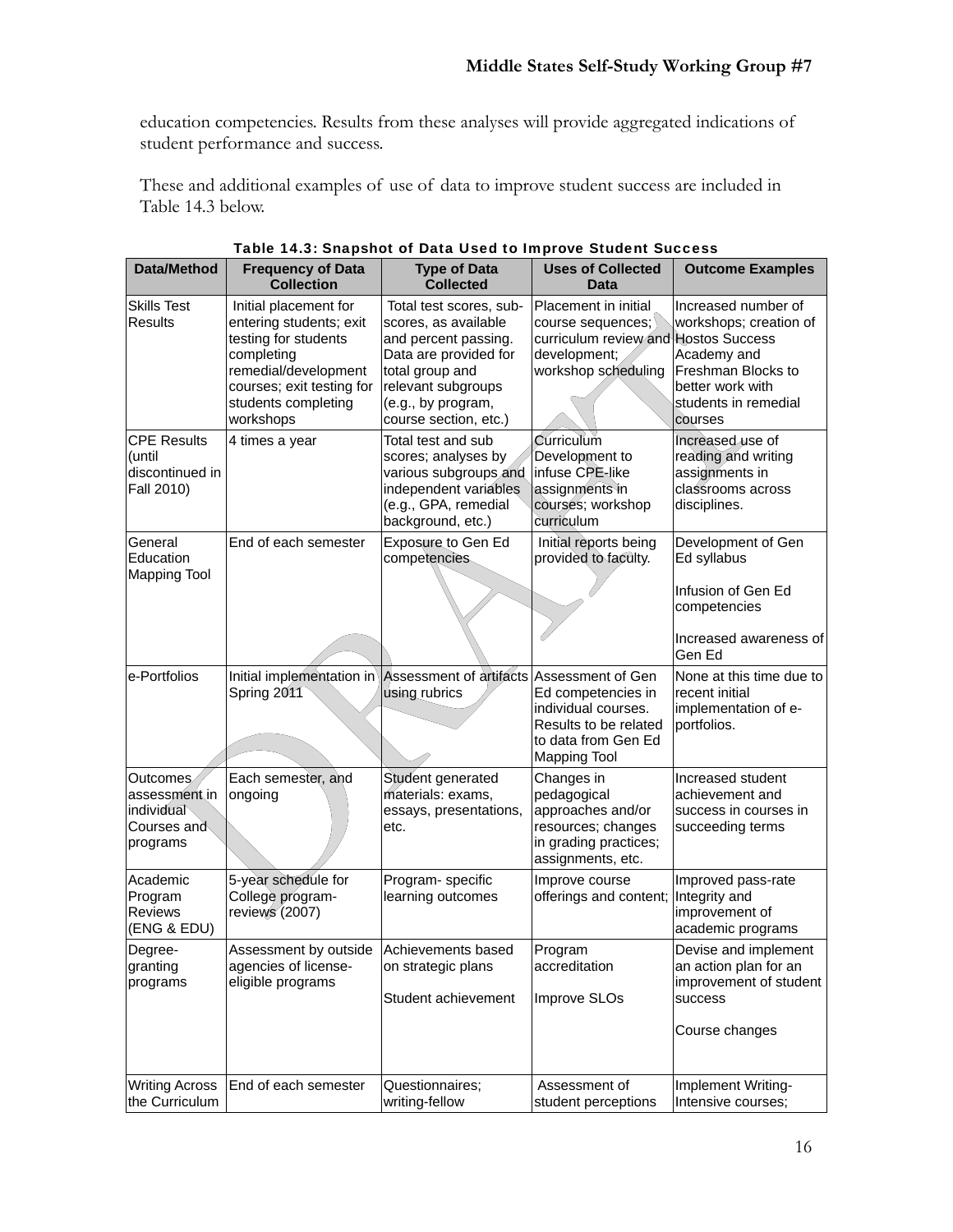education competencies. Results from these analyses will provide aggregated indications of student performance and success.

These and additional examples of use of data to improve student success are included in Table 14.3 below.

**Table 14.3: Snapshot of Data Used to Improve Student Success**

| Data/Method | Frequency of Data Collection | Type of Data Collected | Uses of Collected Data | Outcome Examples |
|---|---|---|---|---|
| Skills Test Results | Initial placement for entering students; exit testing for students completing remedial/development courses; exit testing for students completing workshops | Total test scores, sub-scores, as available and percent passing. Data are provided for total group and relevant subgroups (e.g., by program, course section, etc.) | Placement in initial course sequences; curriculum review and development; workshop scheduling | Increased number of workshops; creation of Hostos Success Academy and Freshman Blocks to better work with students in remedial courses |
| CPE Results (until discontinued in Fall 2010) | 4 times a year | Total test and sub scores; analyses by various subgroups and independent variables (e.g., GPA, remedial background, etc.) | Curriculum Development to infuse CPE-like assignments in courses; workshop curriculum | Increased use of reading and writing assignments in classrooms across disciplines. |
| General Education Mapping Tool | End of each semester | Exposure to Gen Ed competencies | Initial reports being provided to faculty. | Development of Gen Ed syllabus<br><br>Infusion of Gen Ed competencies<br><br>Increased awareness of Gen Ed |
| e-Portfolios | Initial implementation in Spring 2011 | Assessment of artifacts using rubrics | Assessment of Gen Ed competencies in individual courses. Results to be related to data from Gen Ed Mapping Tool | None at this time due to recent initial implementation of e-portfolios. |
| Outcomes assessment in individual Courses and programs | Each semester, and ongoing | Student generated materials: exams, essays, presentations, etc. | Changes in pedagogical approaches and/or resources; changes in grading practices; assignments, etc. | Increased student achievement and success in courses in succeeding terms |
| Academic Program Reviews (ENG & EDU) | 5-year schedule for College program-reviews (2007) | Program- specific learning outcomes | Improve course offerings and content; | Improved pass-rate Integrity and improvement of academic programs |
| Degree-granting programs | Assessment by outside agencies of license-eligible programs | Achievements based on strategic plans<br><br>Student achievement | Program accreditation<br><br>Improve SLOs | Devise and implement an action plan for an improvement of student success<br><br>Course changes |
| Writing Across the Curriculum | End of each semester | Questionnaires; writing-fellow | Assessment of student perceptions | Implement Writing-Intensive courses; |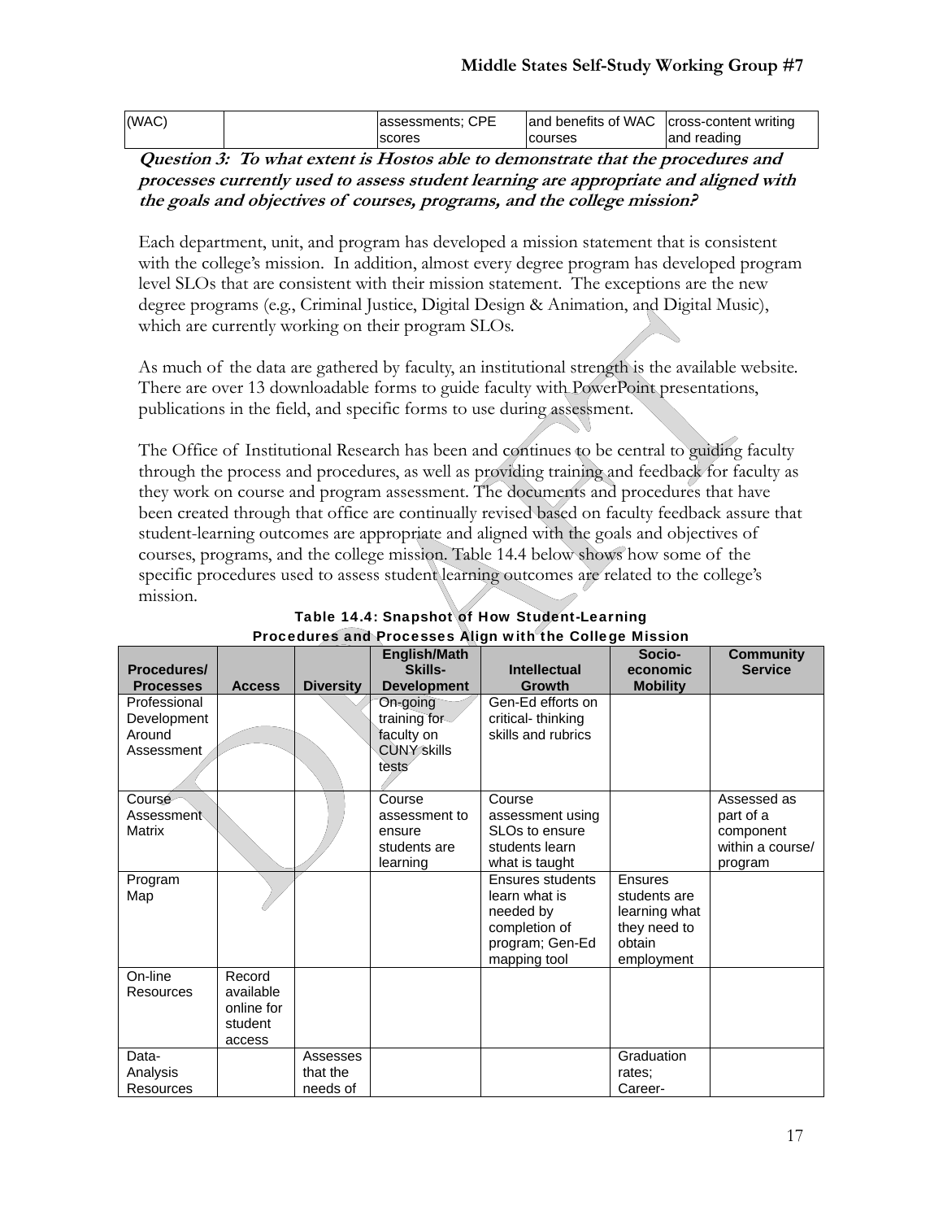| (WAC) | | assessments; CPE scores | and benefits of WAC courses | cross-content writing and reading |
|---|---|---|---|---|

***Question 3: To what extent is Hostos able to demonstrate that the procedures and processes currently used to assess student learning are appropriate and aligned with the goals and objectives of courses, programs, and the college mission?***

Each department, unit, and program has developed a mission statement that is consistent with the college's mission. In addition, almost every degree program has developed program level SLOs that are consistent with their mission statement. The exceptions are the new degree programs (e.g., Criminal Justice, Digital Design & Animation, and Digital Music), which are currently working on their program SLOs.

As much of the data are gathered by faculty, an institutional strength is the available website. There are over 13 downloadable forms to guide faculty with PowerPoint presentations, publications in the field, and specific forms to use during assessment.

The Office of Institutional Research has been and continues to be central to guiding faculty through the process and procedures, as well as providing training and feedback for faculty as they work on course and program assessment. The documents and procedures that have been created through that office are continually revised based on faculty feedback assure that student-learning outcomes are appropriate and aligned with the goals and objectives of courses, programs, and the college mission. Table 14.4 below shows how some of the specific procedures used to assess student learning outcomes are related to the college's mission.

**Table 14.4: Snapshot of How Student-Learning Procedures and Processes Align with the College Mission**

| Procedures/ Processes | Access | Diversity | English/Math Skills-Development | Intellectual Growth | Socio-economic Mobility | Community Service |
|---|---|---|---|---|---|---|
| Professional Development Around Assessment | | | On-going training for faculty on CUNY skills tests | Gen-Ed efforts on critical- thinking skills and rubrics | | |
| Course Assessment Matrix | | | Course assessment to ensure students are learning | Course assessment using SLOs to ensure students learn what is taught | | Assessed as part of a component within a course/ program |
| Program Map | | | | Ensures students learn what is needed by completion of program; Gen-Ed mapping tool | Ensures students are learning what they need to obtain employment | |
| On-line Resources | Record available online for student access | | | | | |
| Data-Analysis Resources | | Assesses that the needs of | | | Graduation rates; Career- | |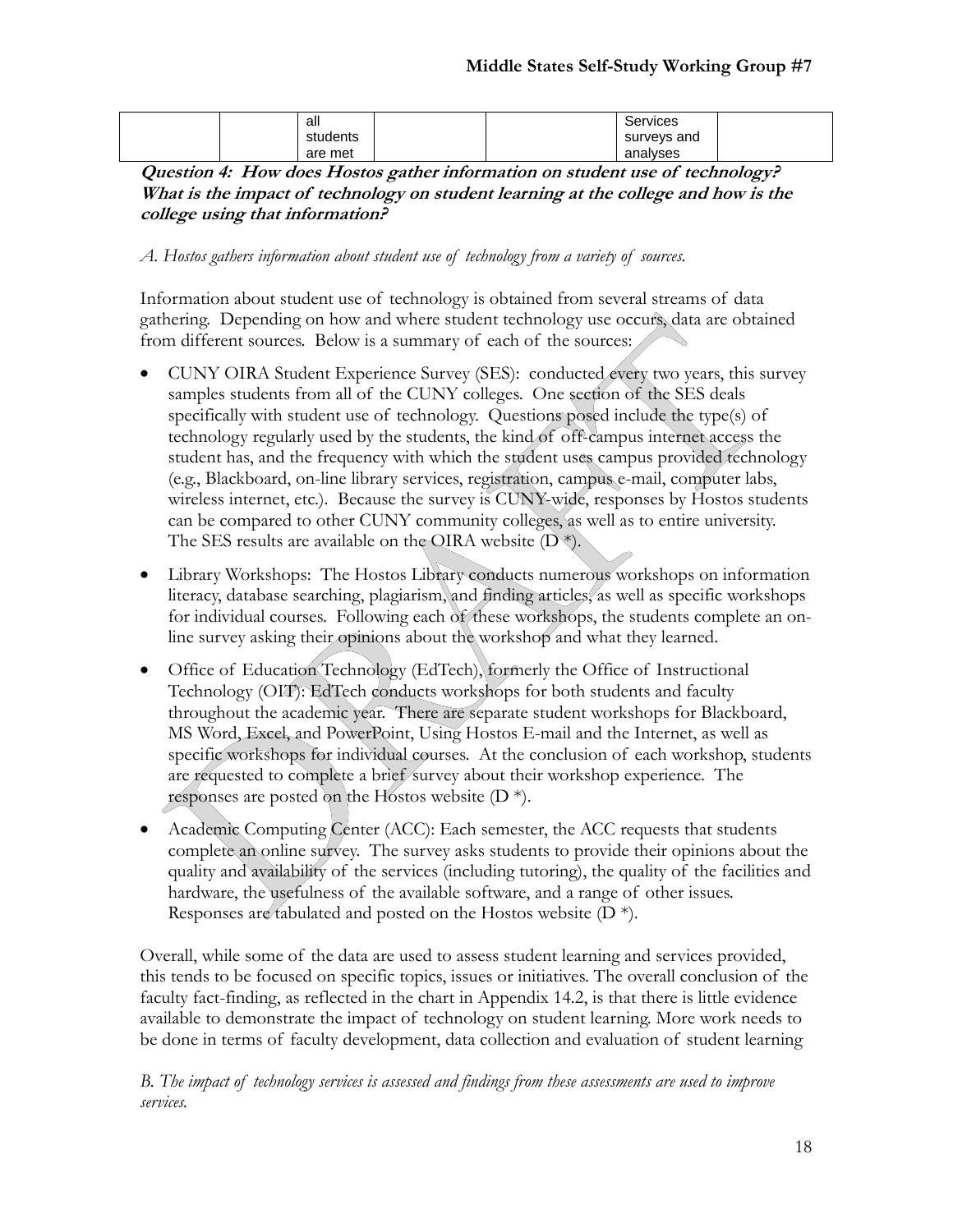|  |  | all students are met |  |  | Services surveys and analyses |  |
|---|---|---|---|---|---|---|

**Question 4: How does Hostos gather information on student use of technology? What is the impact of technology on student learning at the college and how is the college using that information?**

*A. Hostos gathers information about student use of technology from a variety of sources.*

Information about student use of technology is obtained from several streams of data gathering. Depending on how and where student technology use occurs, data are obtained from different sources. Below is a summary of each of the sources:

- CUNY OIRA Student Experience Survey (SES): conducted every two years, this survey samples students from all of the CUNY colleges. One section of the SES deals specifically with student use of technology. Questions posed include the type(s) of technology regularly used by the students, the kind of off-campus internet access the student has, and the frequency with which the student uses campus provided technology (e.g., Blackboard, on-line library services, registration, campus e-mail, computer labs, wireless internet, etc.). Because the survey is CUNY-wide, responses by Hostos students can be compared to other CUNY community colleges, as well as to entire university. The SES results are available on the OIRA website (D *).
- Library Workshops: The Hostos Library conducts numerous workshops on information literacy, database searching, plagiarism, and finding articles, as well as specific workshops for individual courses. Following each of these workshops, the students complete an on-line survey asking their opinions about the workshop and what they learned.
- Office of Education Technology (EdTech), formerly the Office of Instructional Technology (OIT): EdTech conducts workshops for both students and faculty throughout the academic year. There are separate student workshops for Blackboard, MS Word, Excel, and PowerPoint, Using Hostos E-mail and the Internet, as well as specific workshops for individual courses. At the conclusion of each workshop, students are requested to complete a brief survey about their workshop experience. The responses are posted on the Hostos website (D *).
- Academic Computing Center (ACC): Each semester, the ACC requests that students complete an online survey. The survey asks students to provide their opinions about the quality and availability of the services (including tutoring), the quality of the facilities and hardware, the usefulness of the available software, and a range of other issues. Responses are tabulated and posted on the Hostos website (D *).

Overall, while some of the data are used to assess student learning and services provided, this tends to be focused on specific topics, issues or initiatives. The overall conclusion of the faculty fact-finding, as reflected in the chart in Appendix 14.2, is that there is little evidence available to demonstrate the impact of technology on student learning. More work needs to be done in terms of faculty development, data collection and evaluation of student learning

*B. The impact of technology services is assessed and findings from these assessments are used to improve services.*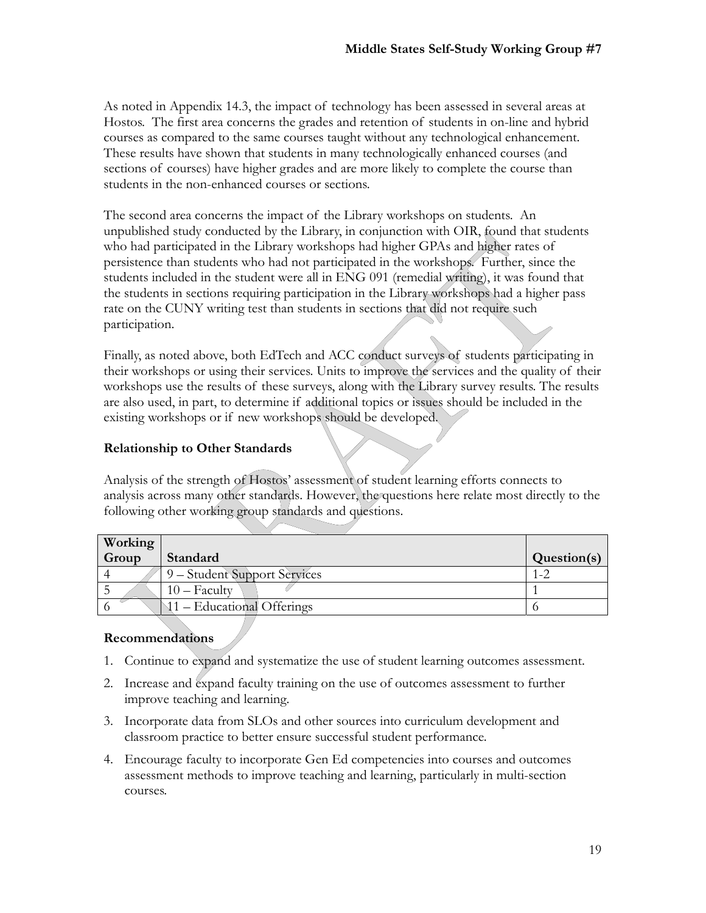As noted in Appendix 14.3, the impact of technology has been assessed in several areas at Hostos. The first area concerns the grades and retention of students in on-line and hybrid courses as compared to the same courses taught without any technological enhancement. These results have shown that students in many technologically enhanced courses (and sections of courses) have higher grades and are more likely to complete the course than students in the non-enhanced courses or sections.

The second area concerns the impact of the Library workshops on students. An unpublished study conducted by the Library, in conjunction with OIR, found that students who had participated in the Library workshops had higher GPAs and higher rates of persistence than students who had not participated in the workshops. Further, since the students included in the student were all in ENG 091 (remedial writing), it was found that the students in sections requiring participation in the Library workshops had a higher pass rate on the CUNY writing test than students in sections that did not require such participation.

Finally, as noted above, both EdTech and ACC conduct surveys of students participating in their workshops or using their services. Units to improve the services and the quality of their workshops use the results of these surveys, along with the Library survey results. The results are also used, in part, to determine if additional topics or issues should be included in the existing workshops or if new workshops should be developed.

### Relationship to Other Standards

Analysis of the strength of Hostos' assessment of student learning efforts connects to analysis across many other standards. However, the questions here relate most directly to the following other working group standards and questions.

| Working Group | Standard | Question(s) |
|---|---|---|
| 4 | 9 – Student Support Services | 1-2 |
| 5 | 10 – Faculty | 1 |
| 6 | 11 – Educational Offerings | 6 |

### Recommendations

1. Continue to expand and systematize the use of student learning outcomes assessment.
2. Increase and expand faculty training on the use of outcomes assessment to further improve teaching and learning.
3. Incorporate data from SLOs and other sources into curriculum development and classroom practice to better ensure successful student performance.
4. Encourage faculty to incorporate Gen Ed competencies into courses and outcomes assessment methods to improve teaching and learning, particularly in multi-section courses.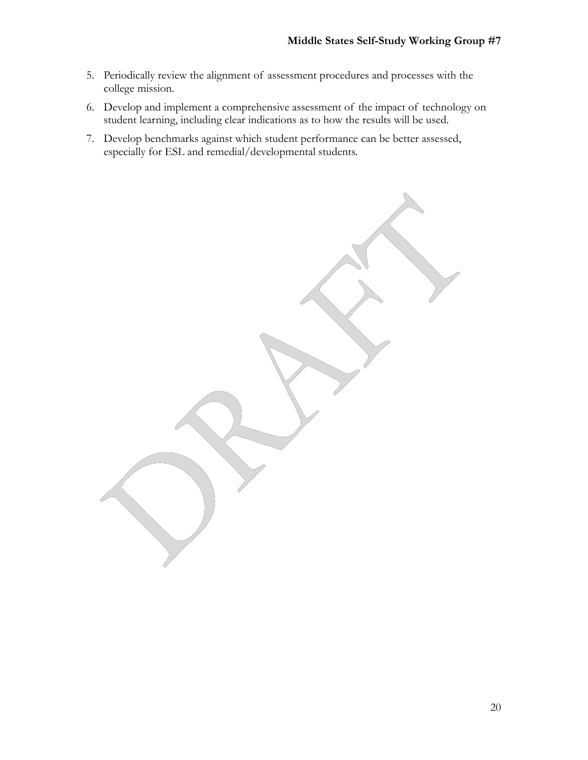5. Periodically review the alignment of assessment procedures and processes with the college mission.
6. Develop and implement a comprehensive assessment of the impact of technology on student learning, including clear indications as to how the results will be used.
7. Develop benchmarks against which student performance can be better assessed, especially for ESL and remedial/developmental students.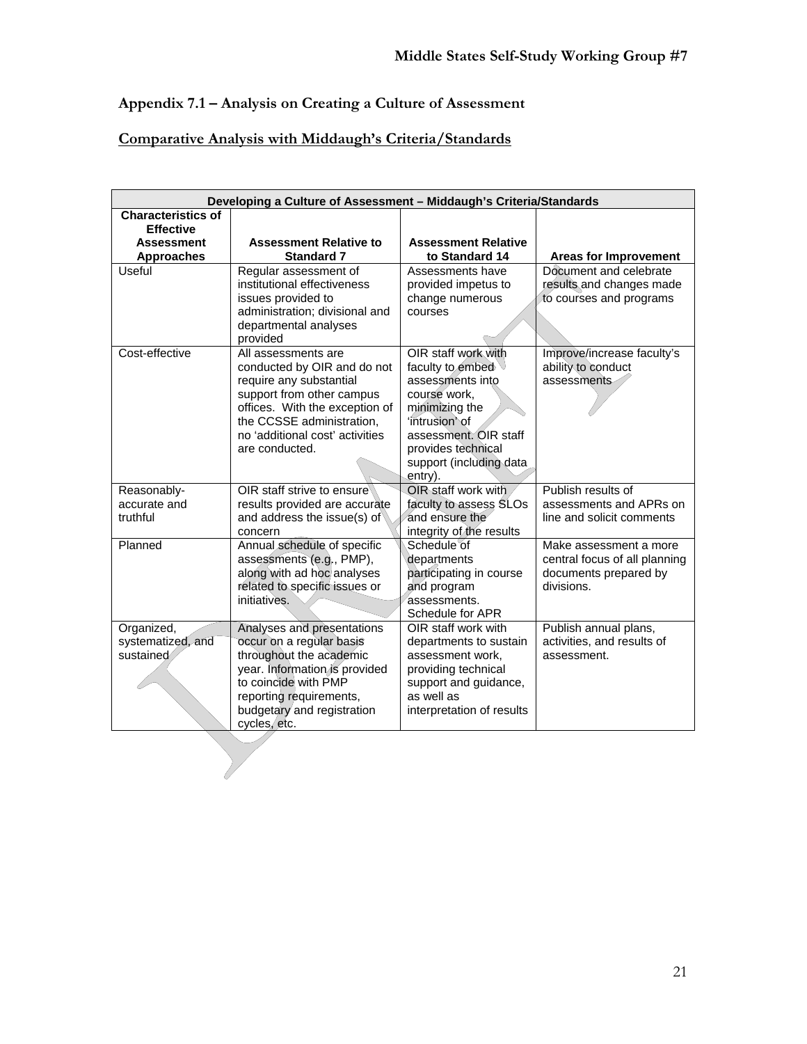## Appendix 7.1 – Analysis on Creating a Culture of Assessment

## Comparative Analysis with Middaugh's Criteria/Standards

| Developing a Culture of Assessment – Middaugh's Criteria/Standards | | | |
|---|---|---|---|
| **Characteristics of Effective Assessment Approaches** | **Assessment Relative to Standard 7** | **Assessment Relative to Standard 14** | **Areas for Improvement** |
| Useful | Regular assessment of institutional effectiveness issues provided to administration; divisional and departmental analyses provided | Assessments have provided impetus to change numerous courses | Document and celebrate results and changes made to courses and programs |
| Cost-effective | All assessments are conducted by OIR and do not require any substantial support from other campus offices. With the exception of the CCSSE administration, no 'additional cost' activities are conducted. | OIR staff work with faculty to embed assessments into course work, minimizing the 'intrusion' of assessment. OIR staff provides technical support (including data entry). | Improve/increase faculty's ability to conduct assessments |
| Reasonably-accurate and truthful | OIR staff strive to ensure results provided are accurate and address the issue(s) of concern | OIR staff work with faculty to assess SLOs and ensure the integrity of the results | Publish results of assessments and APRs on line and solicit comments |
| Planned | Annual schedule of specific assessments (e.g., PMP), along with ad hoc analyses related to specific issues or initiatives. | Schedule of departments participating in course and program assessments. Schedule for APR | Make assessment a more central focus of all planning documents prepared by divisions. |
| Organized, systematized, and sustained | Analyses and presentations occur on a regular basis throughout the academic year. Information is provided to coincide with PMP reporting requirements, budgetary and registration cycles, etc. | OIR staff work with departments to sustain assessment work, providing technical support and guidance, as well as interpretation of results | Publish annual plans, activities, and results of assessment. |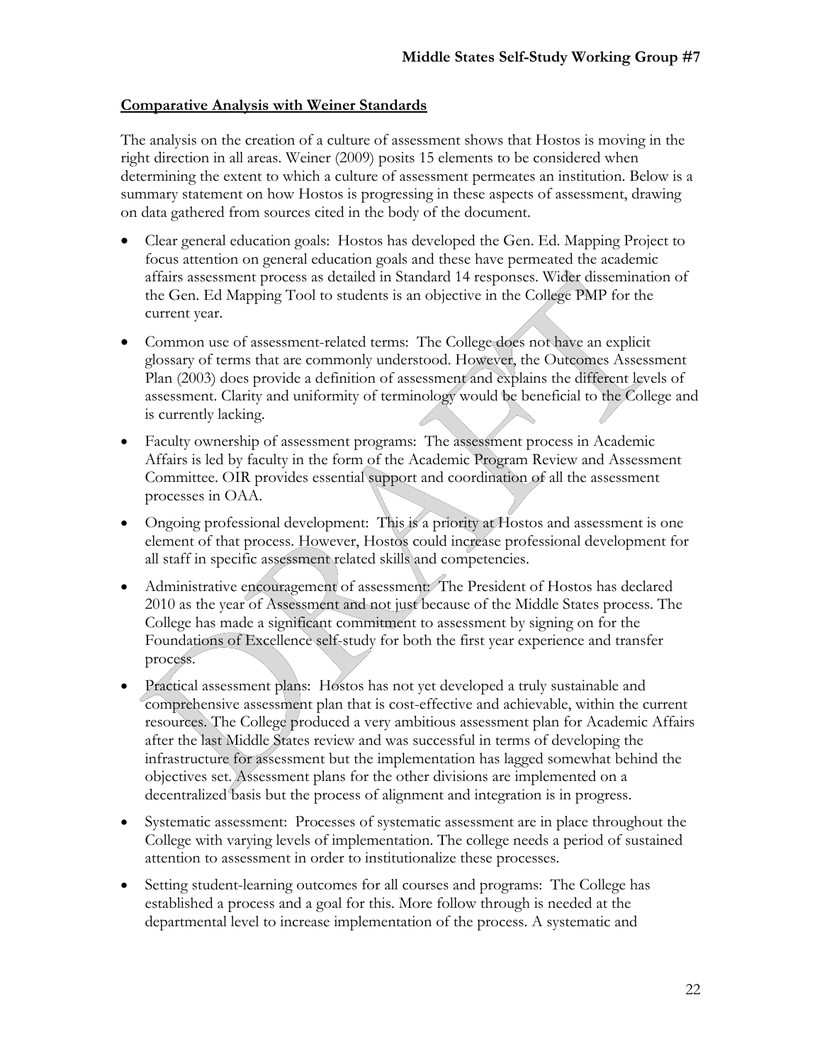## **Comparative Analysis with Weiner Standards**

The analysis on the creation of a culture of assessment shows that Hostos is moving in the right direction in all areas. Weiner (2009) posits 15 elements to be considered when determining the extent to which a culture of assessment permeates an institution. Below is a summary statement on how Hostos is progressing in these aspects of assessment, drawing on data gathered from sources cited in the body of the document.

- Clear general education goals: Hostos has developed the Gen. Ed. Mapping Project to focus attention on general education goals and these have permeated the academic affairs assessment process as detailed in Standard 14 responses. Wider dissemination of the Gen. Ed Mapping Tool to students is an objective in the College PMP for the current year.
- Common use of assessment-related terms: The College does not have an explicit glossary of terms that are commonly understood. However, the Outcomes Assessment Plan (2003) does provide a definition of assessment and explains the different levels of assessment. Clarity and uniformity of terminology would be beneficial to the College and is currently lacking.
- Faculty ownership of assessment programs: The assessment process in Academic Affairs is led by faculty in the form of the Academic Program Review and Assessment Committee. OIR provides essential support and coordination of all the assessment processes in OAA.
- Ongoing professional development: This is a priority at Hostos and assessment is one element of that process. However, Hostos could increase professional development for all staff in specific assessment related skills and competencies.
- Administrative encouragement of assessment: The President of Hostos has declared 2010 as the year of Assessment and not just because of the Middle States process. The College has made a significant commitment to assessment by signing on for the Foundations of Excellence self-study for both the first year experience and transfer process.
- Practical assessment plans: Hostos has not yet developed a truly sustainable and comprehensive assessment plan that is cost-effective and achievable, within the current resources. The College produced a very ambitious assessment plan for Academic Affairs after the last Middle States review and was successful in terms of developing the infrastructure for assessment but the implementation has lagged somewhat behind the objectives set. Assessment plans for the other divisions are implemented on a decentralized basis but the process of alignment and integration is in progress.
- Systematic assessment: Processes of systematic assessment are in place throughout the College with varying levels of implementation. The college needs a period of sustained attention to assessment in order to institutionalize these processes.
- Setting student-learning outcomes for all courses and programs: The College has established a process and a goal for this. More follow through is needed at the departmental level to increase implementation of the process. A systematic and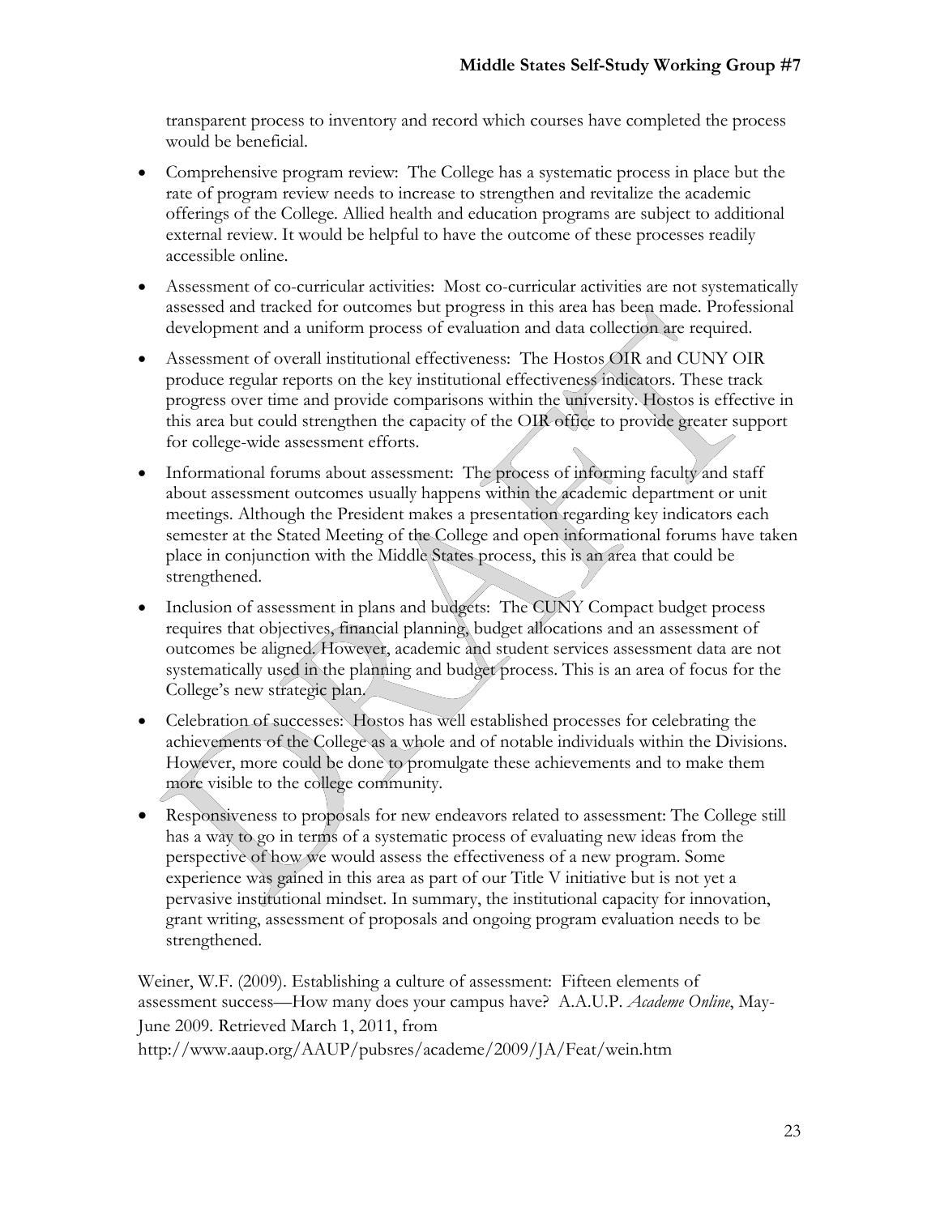transparent process to inventory and record which courses have completed the process would be beneficial.

- Comprehensive program review: The College has a systematic process in place but the rate of program review needs to increase to strengthen and revitalize the academic offerings of the College. Allied health and education programs are subject to additional external review. It would be helpful to have the outcome of these processes readily accessible online.
- Assessment of co-curricular activities: Most co-curricular activities are not systematically assessed and tracked for outcomes but progress in this area has been made. Professional development and a uniform process of evaluation and data collection are required.
- Assessment of overall institutional effectiveness: The Hostos OIR and CUNY OIR produce regular reports on the key institutional effectiveness indicators. These track progress over time and provide comparisons within the university. Hostos is effective in this area but could strengthen the capacity of the OIR office to provide greater support for college-wide assessment efforts.
- Informational forums about assessment: The process of informing faculty and staff about assessment outcomes usually happens within the academic department or unit meetings. Although the President makes a presentation regarding key indicators each semester at the Stated Meeting of the College and open informational forums have taken place in conjunction with the Middle States process, this is an area that could be strengthened.
- Inclusion of assessment in plans and budgets: The CUNY Compact budget process requires that objectives, financial planning, budget allocations and an assessment of outcomes be aligned. However, academic and student services assessment data are not systematically used in the planning and budget process. This is an area of focus for the College's new strategic plan.
- Celebration of successes: Hostos has well established processes for celebrating the achievements of the College as a whole and of notable individuals within the Divisions. However, more could be done to promulgate these achievements and to make them more visible to the college community.
- Responsiveness to proposals for new endeavors related to assessment: The College still has a way to go in terms of a systematic process of evaluating new ideas from the perspective of how we would assess the effectiveness of a new program. Some experience was gained in this area as part of our Title V initiative but is not yet a pervasive institutional mindset. In summary, the institutional capacity for innovation, grant writing, assessment of proposals and ongoing program evaluation needs to be strengthened.

Weiner, W.F. (2009). Establishing a culture of assessment: Fifteen elements of assessment success—How many does your campus have? A.A.U.P. *Academe Online*, May-June 2009. Retrieved March 1, 2011, from http://www.aaup.org/AAUP/pubsres/academe/2009/JA/Feat/wein.htm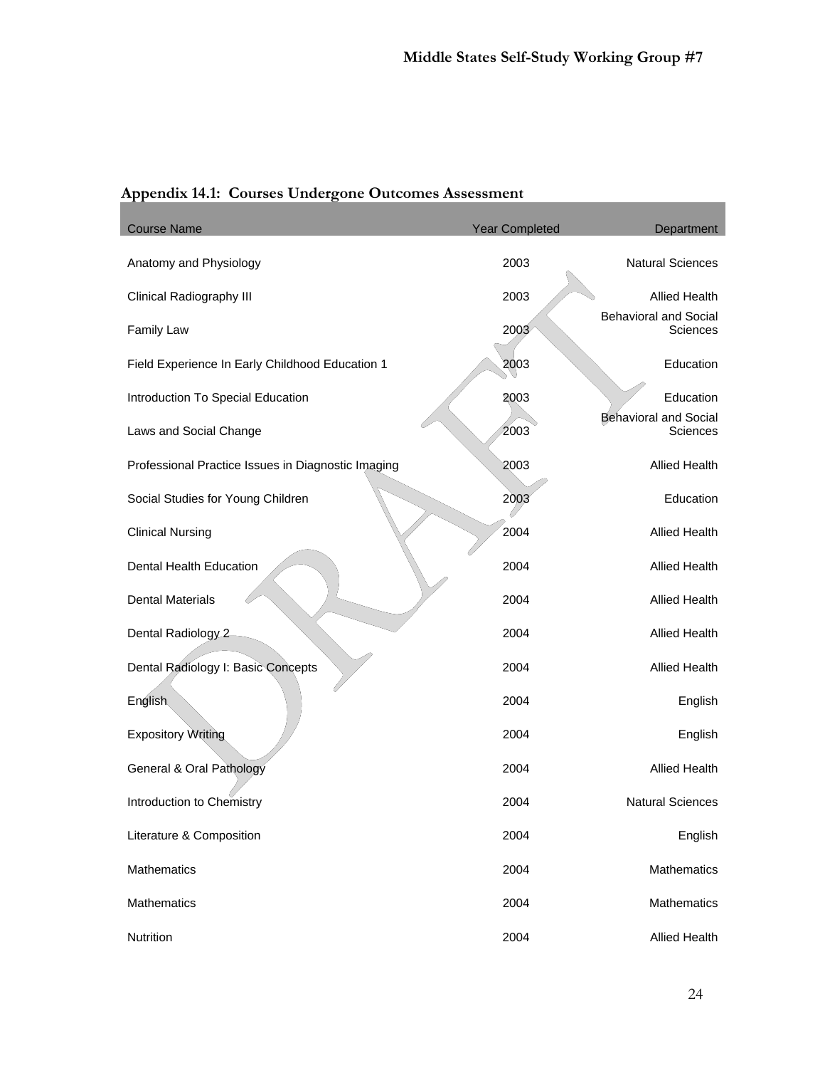## Appendix 14.1: Courses Undergone Outcomes Assessment

| Course Name | Year Completed | Department |
|---|---|---|
| Anatomy and Physiology | 2003 | Natural Sciences |
| Clinical Radiography III | 2003 | Allied Health |
| Family Law | 2003 | Behavioral and Social Sciences |
| Field Experience In Early Childhood Education 1 | 2003 | Education |
| Introduction To Special Education | 2003 | Education |
| Laws and Social Change | 2003 | Behavioral and Social Sciences |
| Professional Practice Issues in Diagnostic Imaging | 2003 | Allied Health |
| Social Studies for Young Children | 2003 | Education |
| Clinical Nursing | 2004 | Allied Health |
| Dental Health Education | 2004 | Allied Health |
| Dental Materials | 2004 | Allied Health |
| Dental Radiology 2 | 2004 | Allied Health |
| Dental Radiology I: Basic Concepts | 2004 | Allied Health |
| English | 2004 | English |
| Expository Writing | 2004 | English |
| General & Oral Pathology | 2004 | Allied Health |
| Introduction to Chemistry | 2004 | Natural Sciences |
| Literature & Composition | 2004 | English |
| Mathematics | 2004 | Mathematics |
| Mathematics | 2004 | Mathematics |
| Nutrition | 2004 | Allied Health |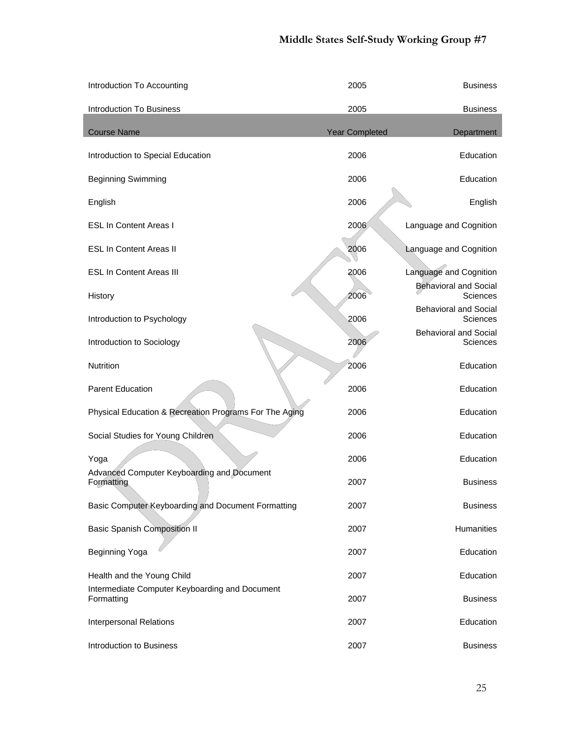| Introduction To Accounting | 2005 | Business |
|---|---|---|
| Introduction To Business | 2005 | Business |
| **Course Name** | **Year Completed** | **Department** |
| Introduction to Special Education | 2006 | Education |
| Beginning Swimming | 2006 | Education |
| English | 2006 | English |
| ESL In Content Areas I | 2006 | Language and Cognition |
| ESL In Content Areas II | 2006 | Language and Cognition |
| ESL In Content Areas III | 2006 | Language and Cognition |
| History | 2006 | Behavioral and Social Sciences |
| Introduction to Psychology | 2006 | Behavioral and Social Sciences |
| Introduction to Sociology | 2006 | Behavioral and Social Sciences |
| Nutrition | 2006 | Education |
| Parent Education | 2006 | Education |
| Physical Education & Recreation Programs For The Aging | 2006 | Education |
| Social Studies for Young Children | 2006 | Education |
| Yoga | 2006 | Education |
| Advanced Computer Keyboarding and Document Formatting | 2007 | Business |
| Basic Computer Keyboarding and Document Formatting | 2007 | Business |
| Basic Spanish Composition II | 2007 | Humanities |
| Beginning Yoga | 2007 | Education |
| Health and the Young Child | 2007 | Education |
| Intermediate Computer Keyboarding and Document Formatting | 2007 | Business |
| Interpersonal Relations | 2007 | Education |
| Introduction to Business | 2007 | Business |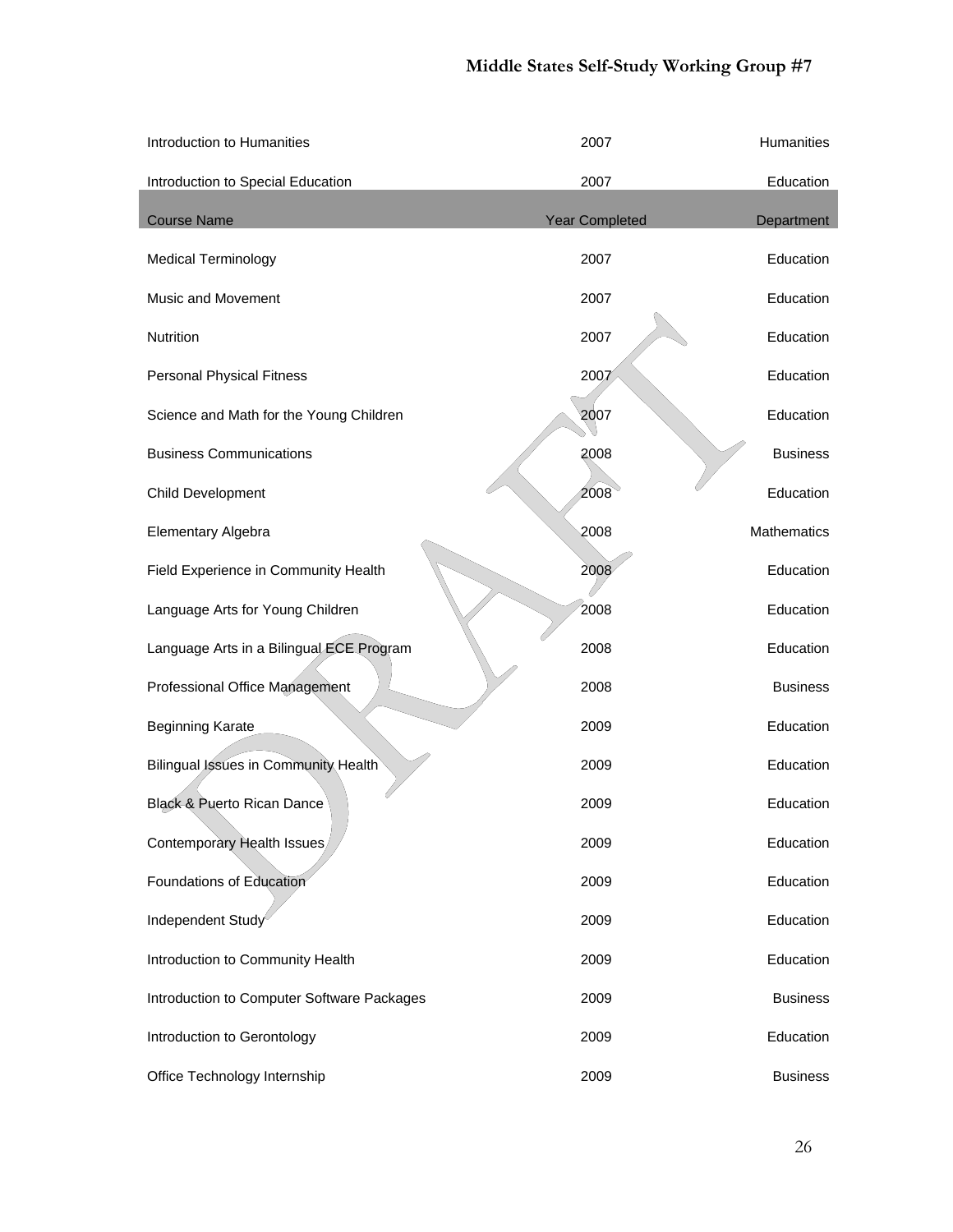| Introduction to Humanities | 2007 | Humanities |
|---|---|---|
| Introduction to Special Education | 2007 | Education |
| Course Name | Year Completed | Department |
| Medical Terminology | 2007 | Education |
| Music and Movement | 2007 | Education |
| Nutrition | 2007 | Education |
| Personal Physical Fitness | 2007 | Education |
| Science and Math for the Young Children | 2007 | Education |
| Business Communications | 2008 | Business |
| Child Development | 2008 | Education |
| Elementary Algebra | 2008 | Mathematics |
| Field Experience in Community Health | 2008 | Education |
| Language Arts for Young Children | 2008 | Education |
| Language Arts in a Bilingual ECE Program | 2008 | Education |
| Professional Office Management | 2008 | Business |
| Beginning Karate | 2009 | Education |
| Bilingual Issues in Community Health | 2009 | Education |
| Black & Puerto Rican Dance | 2009 | Education |
| Contemporary Health Issues | 2009 | Education |
| Foundations of Education | 2009 | Education |
| Independent Study | 2009 | Education |
| Introduction to Community Health | 2009 | Education |
| Introduction to Computer Software Packages | 2009 | Business |
| Introduction to Gerontology | 2009 | Education |
| Office Technology Internship | 2009 | Business |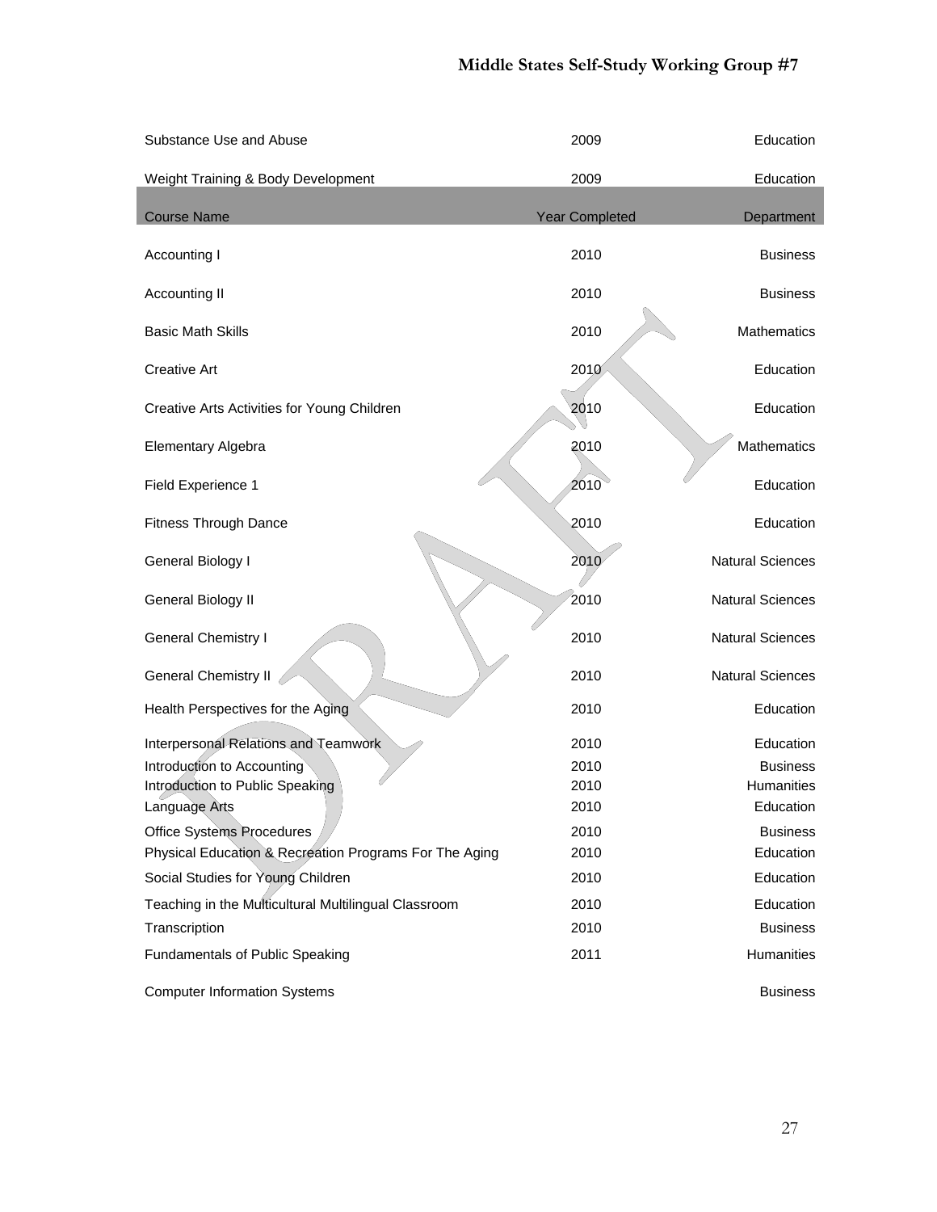| Substance Use and Abuse | 2009 | Education |
|---|---|---|
| Weight Training & Body Development | 2009 | Education |
| **Course Name** | **Year Completed** | **Department** |
| Accounting I | 2010 | Business |
| Accounting II | 2010 | Business |
| Basic Math Skills | 2010 | Mathematics |
| Creative Art | 2010 | Education |
| Creative Arts Activities for Young Children | 2010 | Education |
| Elementary Algebra | 2010 | Mathematics |
| Field Experience 1 | 2010 | Education |
| Fitness Through Dance | 2010 | Education |
| General Biology I | 2010 | Natural Sciences |
| General Biology II | 2010 | Natural Sciences |
| General Chemistry I | 2010 | Natural Sciences |
| General Chemistry II | 2010 | Natural Sciences |
| Health Perspectives for the Aging | 2010 | Education |
| Interpersonal Relations and Teamwork | 2010 | Education |
| Introduction to Accounting | 2010 | Business |
| Introduction to Public Speaking | 2010 | Humanities |
| Language Arts | 2010 | Education |
| Office Systems Procedures | 2010 | Business |
| Physical Education & Recreation Programs For The Aging | 2010 | Education |
| Social Studies for Young Children | 2010 | Education |
| Teaching in the Multicultural Multilingual Classroom | 2010 | Education |
| Transcription | 2010 | Business |
| Fundamentals of Public Speaking | 2011 | Humanities |
| Computer Information Systems | | Business |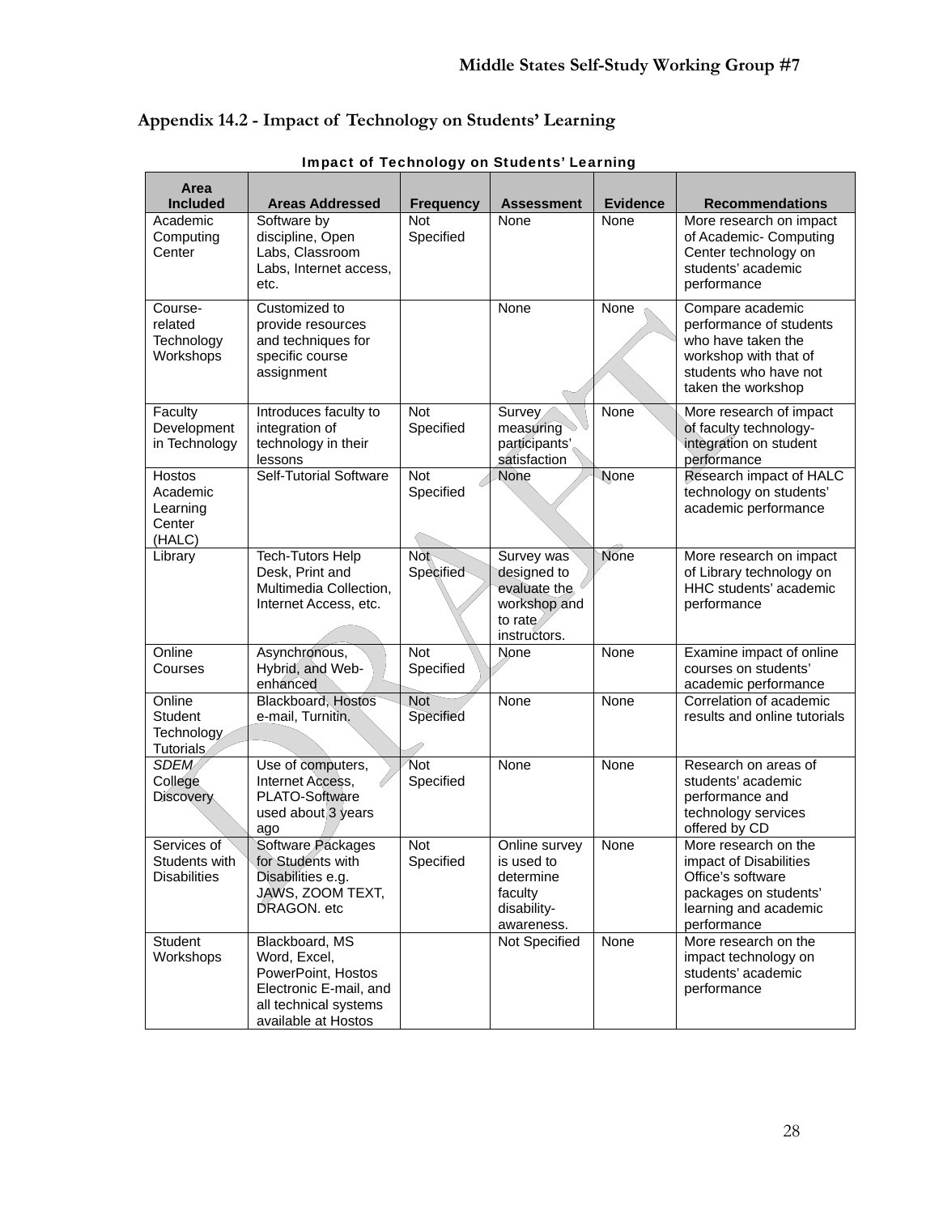## Appendix 14.2 - Impact of Technology on Students' Learning

**Impact of Technology on Students' Learning**

| Area Included | Areas Addressed | Frequency | Assessment | Evidence | Recommendations |
|---|---|---|---|---|---|
| Academic Computing Center | Software by discipline, Open Labs, Classroom Labs, Internet access, etc. | Not Specified | None | None | More research on impact of Academic- Computing Center technology on students' academic performance |
| Course-related Technology Workshops | Customized to provide resources and techniques for specific course assignment | | None | None | Compare academic performance of students who have taken the workshop with that of students who have not taken the workshop |
| Faculty Development in Technology | Introduces faculty to integration of technology in their lessons | Not Specified | Survey measuring participants' satisfaction | None | More research of impact of faculty technology-integration on student performance |
| Hostos Academic Learning Center (HALC) | Self-Tutorial Software | Not Specified | None | None | Research impact of HALC technology on students' academic performance |
| Library | Tech-Tutors Help Desk, Print and Multimedia Collection, Internet Access, etc. | Not Specified | Survey was designed to evaluate the workshop and to rate instructors. | None | More research on impact of Library technology on HHC students' academic performance |
| Online Courses | Asynchronous, Hybrid, and Web-enhanced | Not Specified | None | None | Examine impact of online courses on students' academic performance |
| Online Student Technology Tutorials | Blackboard, Hostos e-mail, Turnitin. | Not Specified | None | None | Correlation of academic results and online tutorials |
| *SDEM* College Discovery | Use of computers, Internet Access, PLATO-Software used about 3 years ago | Not Specified | None | None | Research on areas of students' academic performance and technology services offered by CD |
| Services of Students with Disabilities | Software Packages for Students with Disabilities e.g. JAWS, ZOOM TEXT, DRAGON. etc | Not Specified | Online survey is used to determine faculty disability-awareness. | None | More research on the impact of Disabilities Office's software packages on students' learning and academic performance |
| Student Workshops | Blackboard, MS Word, Excel, PowerPoint, Hostos Electronic E-mail, and all technical systems available at Hostos | | Not Specified | None | More research on the impact technology on students' academic performance |